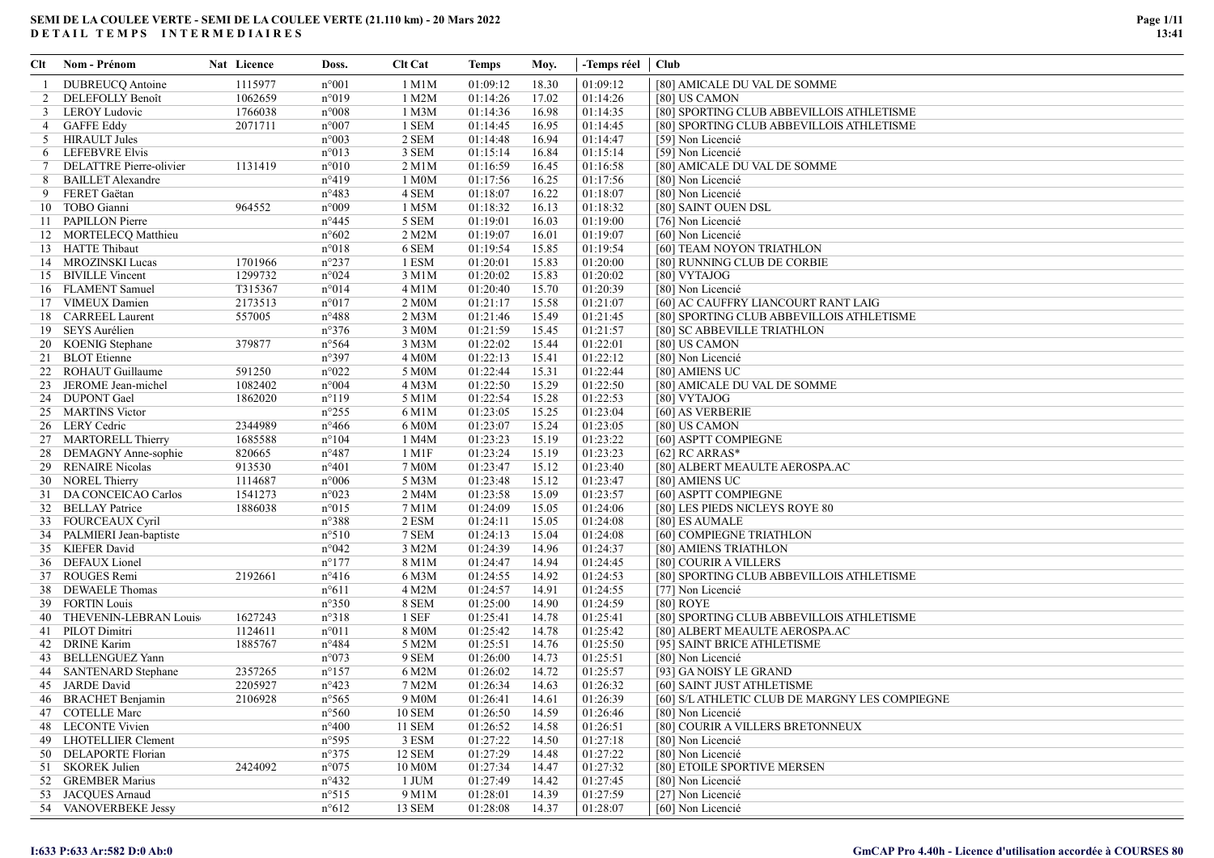# SEMI DE LA COULEE VERTE - SEMI DE LA COULEE VERTE (21.110 km) - 20 Mars 2022

## DETAIL TEMPS INTERMEDIAIRES

| Clt | Nom - Prénom | Nat | Licence | Doss. | Clt Cat | Temps | Moy. | -Temps réel | Club |
|---|---|---|---|---|---|---|---|---|---|
| 1 | DUBREUCQ Antoine | | 1115977 | n°001 | 1 M1M | 01:09:12 | 18.30 | 01:09:12 | [80] AMICALE DU VAL DE SOMME |
| 2 | DELEFOLLY Benoît | | 1062659 | n°019 | 1 M2M | 01:14:26 | 17.02 | 01:14:26 | [80] US CAMON |
| 3 | LEROY Ludovic | | 1766038 | n°008 | 1 M3M | 01:14:36 | 16.98 | 01:14:35 | [80] SPORTING CLUB ABBEVILLOIS ATHLETISME |
| 4 | GAFFE Eddy | | 2071711 | n°007 | 1 SEM | 01:14:45 | 16.95 | 01:14:45 | [80] SPORTING CLUB ABBEVILLOIS ATHLETISME |
| 5 | HIRAULT Jules | | | n°003 | 2 SEM | 01:14:48 | 16.94 | 01:14:47 | [59] Non Licencié |
| 6 | LEFEBVRE Elvis | | | n°013 | 3 SEM | 01:15:14 | 16.84 | 01:15:14 | [59] Non Licencié |
| 7 | DELATTRE Pierre-olivier | | 1131419 | n°010 | 2 M1M | 01:16:59 | 16.45 | 01:16:58 | [80] AMICALE DU VAL DE SOMME |
| 8 | BAILLET Alexandre | | | n°419 | 1 M0M | 01:17:56 | 16.25 | 01:17:56 | [80] Non Licencié |
| 9 | FERET Gaëtan | | | n°483 | 4 SEM | 01:18:07 | 16.22 | 01:18:07 | [80] Non Licencié |
| 10 | TOBO Gianni | | 964552 | n°009 | 1 M5M | 01:18:32 | 16.13 | 01:18:32 | [80] SAINT OUEN DSL |
| 11 | PAPILLON Pierre | | | n°445 | 5 SEM | 01:19:01 | 16.03 | 01:19:00 | [76] Non Licencié |
| 12 | MORTELECQ Matthieu | | | n°602 | 2 M2M | 01:19:07 | 16.01 | 01:19:07 | [60] Non Licencié |
| 13 | HATTE Thibaut | | | n°018 | 6 SEM | 01:19:54 | 15.85 | 01:19:54 | [60] TEAM NOYON TRIATHLON |
| 14 | MROZINSKI Lucas | | 1701966 | n°237 | 1 ESM | 01:20:01 | 15.83 | 01:20:00 | [80] RUNNING CLUB DE CORBIE |
| 15 | BIVILLE Vincent | | 1299732 | n°024 | 3 M1M | 01:20:02 | 15.83 | 01:20:02 | [80] VYTAJOG |
| 16 | FLAMENT Samuel | | T315367 | n°014 | 4 M1M | 01:20:40 | 15.70 | 01:20:39 | [80] Non Licencié |
| 17 | VIMEUX Damien | | 2173513 | n°017 | 2 M0M | 01:21:17 | 15.58 | 01:21:07 | [60] AC CAUFFRY LIANCOURT RANT LAIG |
| 18 | CARREEL Laurent | | 557005 | n°488 | 2 M3M | 01:21:46 | 15.49 | 01:21:45 | [80] SPORTING CLUB ABBEVILLOIS ATHLETISME |
| 19 | SEYS Aurélien | | | n°376 | 3 M0M | 01:21:59 | 15.45 | 01:21:57 | [80] SC ABBEVILLE TRIATHLON |
| 20 | KOENIG Stephane | | 379877 | n°564 | 3 M3M | 01:22:02 | 15.44 | 01:22:01 | [80] US CAMON |
| 21 | BLOT Etienne | | | n°397 | 4 M0M | 01:22:13 | 15.41 | 01:22:12 | [80] Non Licencié |
| 22 | ROHAUT Guillaume | | 591250 | n°022 | 5 M0M | 01:22:44 | 15.31 | 01:22:44 | [80] AMIENS UC |
| 23 | JEROME Jean-michel | | 1082402 | n°004 | 4 M3M | 01:22:50 | 15.29 | 01:22:50 | [80] AMICALE DU VAL DE SOMME |
| 24 | DUPONT Gael | | 1862020 | n°119 | 5 M1M | 01:22:54 | 15.28 | 01:22:53 | [80] VYTAJOG |
| 25 | MARTINS Victor | | | n°255 | 6 M1M | 01:23:05 | 15.25 | 01:23:04 | [60] AS VERBERIE |
| 26 | LERY Cedric | | 2344989 | n°466 | 6 M0M | 01:23:07 | 15.24 | 01:23:05 | [80] US CAMON |
| 27 | MARTORELL Thierry | | 1685588 | n°104 | 1 M4M | 01:23:23 | 15.19 | 01:23:22 | [60] ASPTT COMPIEGNE |
| 28 | DEMAGNY Anne-sophie | | 820665 | n°487 | 1 M1F | 01:23:24 | 15.19 | 01:23:23 | [62] RC ARRAS* |
| 29 | RENAIRE Nicolas | | 913530 | n°401 | 7 M0M | 01:23:47 | 15.12 | 01:23:40 | [80] ALBERT MEAULTE AEROSPA.AC |
| 30 | NOREL Thierry | | 1114687 | n°006 | 5 M3M | 01:23:48 | 15.12 | 01:23:47 | [80] AMIENS UC |
| 31 | DA CONCEICAO Carlos | | 1541273 | n°023 | 2 M4M | 01:23:58 | 15.09 | 01:23:57 | [60] ASPTT COMPIEGNE |
| 32 | BELLAY Patrice | | 1886038 | n°015 | 7 M1M | 01:24:09 | 15.05 | 01:24:06 | [80] LES PIEDS NICLEYS ROYE 80 |
| 33 | FOURCEAUX Cyril | | | n°388 | 2 ESM | 01:24:11 | 15.05 | 01:24:08 | [80] ES AUMALE |
| 34 | PALMIERI Jean-baptiste | | | n°510 | 7 SEM | 01:24:13 | 15.04 | 01:24:08 | [60] COMPIEGNE TRIATHLON |
| 35 | KIEFER David | | | n°042 | 3 M2M | 01:24:39 | 14.96 | 01:24:37 | [80] AMIENS TRIATHLON |
| 36 | DEFAUX Lionel | | | n°177 | 8 M1M | 01:24:47 | 14.94 | 01:24:45 | [80] COURIR A VILLERS |
| 37 | ROUGES Remi | | 2192661 | n°416 | 6 M3M | 01:24:55 | 14.92 | 01:24:53 | [80] SPORTING CLUB ABBEVILLOIS ATHLETISME |
| 38 | DEWAELE Thomas | | | n°611 | 4 M2M | 01:24:57 | 14.91 | 01:24:55 | [77] Non Licencié |
| 39 | FORTIN Louis | | | n°350 | 8 SEM | 01:25:00 | 14.90 | 01:24:59 | [80] ROYE |
| 40 | THEVENIN-LEBRAN Louis | | 1627243 | n°318 | 1 SEF | 01:25:41 | 14.78 | 01:25:41 | [80] SPORTING CLUB ABBEVILLOIS ATHLETISME |
| 41 | PILOT Dimitri | | 1124611 | n°011 | 8 M0M | 01:25:42 | 14.78 | 01:25:42 | [80] ALBERT MEAULTE AEROSPA.AC |
| 42 | DRINE Karim | | 1885767 | n°484 | 5 M2M | 01:25:51 | 14.76 | 01:25:50 | [95] SAINT BRICE ATHLETISME |
| 43 | BELLENGUEZ Yann | | | n°073 | 9 SEM | 01:26:00 | 14.73 | 01:25:51 | [80] Non Licencié |
| 44 | SANTENARD Stephane | | 2357265 | n°157 | 6 M2M | 01:26:02 | 14.72 | 01:25:57 | [93] GA NOISY LE GRAND |
| 45 | JARDE David | | 2205927 | n°423 | 7 M2M | 01:26:34 | 14.63 | 01:26:32 | [60] SAINT JUST ATHLETISME |
| 46 | BRACHET Benjamin | | 2106928 | n°565 | 9 M0M | 01:26:41 | 14.61 | 01:26:39 | [60] S/L ATHLETIC CLUB DE MARGNY LES COMPIEGNE |
| 47 | COTELLE Marc | | | n°560 | 10 SEM | 01:26:50 | 14.59 | 01:26:46 | [80] Non Licencié |
| 48 | LECONTE Vivien | | | n°400 | 11 SEM | 01:26:52 | 14.58 | 01:26:51 | [80] COURIR A VILLERS BRETONNEUX |
| 49 | LHOTELLIER Clement | | | n°595 | 3 ESM | 01:27:22 | 14.50 | 01:27:18 | [80] Non Licencié |
| 50 | DELAPORTE Florian | | | n°375 | 12 SEM | 01:27:29 | 14.48 | 01:27:22 | [80] Non Licencié |
| 51 | SKOREK Julien | | 2424092 | n°075 | 10 M0M | 01:27:34 | 14.47 | 01:27:32 | [80] ETOILE SPORTIVE MERSEN |
| 52 | GREMBER Marius | | | n°432 | 1 JUM | 01:27:49 | 14.42 | 01:27:45 | [80] Non Licencié |
| 53 | JACQUES Arnaud | | | n°515 | 9 M1M | 01:28:01 | 14.39 | 01:27:59 | [27] Non Licencié |
| 54 | VANOVERBEKE Jessy | | | n°612 | 13 SEM | 01:28:08 | 14.37 | 01:28:07 | [60] Non Licencié |

I:633 P:633 Ar:582 D:0 Ab:0

GmCAP Pro 4.40h - Licence d'utilisation accordée à COURSES 80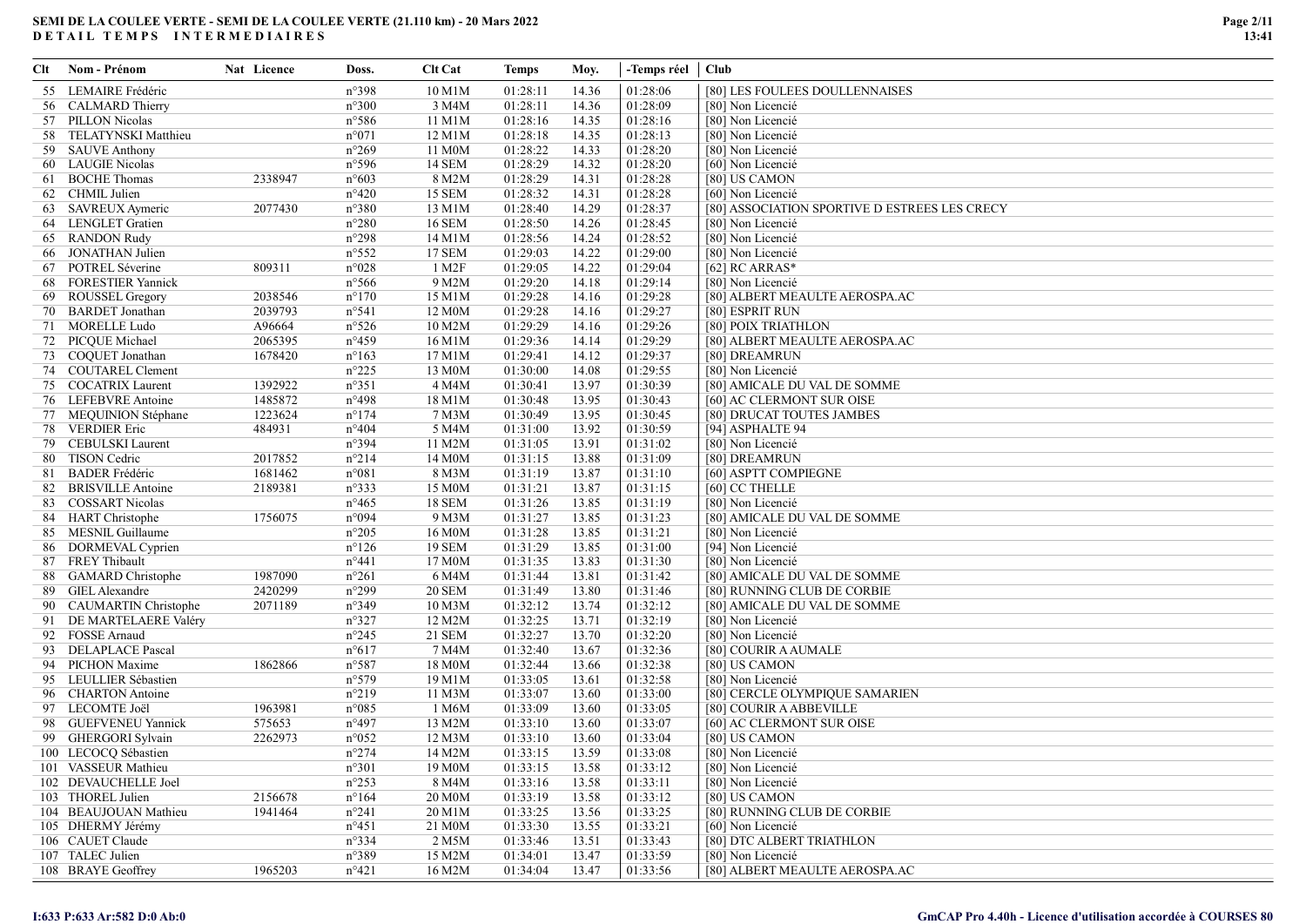**SEMI DE LA COULEE VERTE - SEMI DE LA COULEE VERTE (21.110 km) - 20 Mars 2022**
**DETAIL TEMPS INTERMEDIAIRES**

| Clt | Nom - Prénom | Nat | Licence | Doss. | Clt Cat | Temps | Moy. | -Temps réel | Club |
|---|---|---|---|---|---|---|---|---|---|
| 55 | LEMAIRE Frédéric | | | n°398 | 10 M1M | 01:28:11 | 14.36 | 01:28:06 | [80] LES FOULEES DOULLENNAISES |
| 56 | CALMARD Thierry | | | n°300 | 3 M4M | 01:28:11 | 14.36 | 01:28:09 | [80] Non Licencié |
| 57 | PILLON Nicolas | | | n°586 | 11 M1M | 01:28:16 | 14.35 | 01:28:16 | [80] Non Licencié |
| 58 | TELATYNSKI Matthieu | | | n°071 | 12 M1M | 01:28:18 | 14.35 | 01:28:13 | [80] Non Licencié |
| 59 | SAUVE Anthony | | | n°269 | 11 M0M | 01:28:22 | 14.33 | 01:28:20 | [80] Non Licencié |
| 60 | LAUGIE Nicolas | | | n°596 | 14 SEM | 01:28:29 | 14.32 | 01:28:20 | [60] Non Licencié |
| 61 | BOCHE Thomas | | 2338947 | n°603 | 8 M2M | 01:28:29 | 14.31 | 01:28:28 | [80] US CAMON |
| 62 | CHMIL Julien | | | n°420 | 15 SEM | 01:28:32 | 14.31 | 01:28:28 | [60] Non Licencié |
| 63 | SAVREUX Aymeric | | 2077430 | n°380 | 13 M1M | 01:28:40 | 14.29 | 01:28:37 | [80] ASSOCIATION SPORTIVE D ESTREES LES CRECY |
| 64 | LENGLET Gratien | | | n°280 | 16 SEM | 01:28:50 | 14.26 | 01:28:45 | [80] Non Licencié |
| 65 | RANDON Rudy | | | n°298 | 14 M1M | 01:28:56 | 14.24 | 01:28:52 | [80] Non Licencié |
| 66 | JONATHAN Julien | | | n°552 | 17 SEM | 01:29:03 | 14.22 | 01:29:00 | [80] Non Licencié |
| 67 | POTREL Séverine | | 809311 | n°028 | 1 M2F | 01:29:05 | 14.22 | 01:29:04 | [62] RC ARRAS* |
| 68 | FORESTIER Yannick | | | n°566 | 9 M2M | 01:29:20 | 14.18 | 01:29:14 | [80] Non Licencié |
| 69 | ROUSSEL Gregory | | 2038546 | n°170 | 15 M1M | 01:29:28 | 14.16 | 01:29:28 | [80] ALBERT MEAULTE AEROSPA.AC |
| 70 | BARDET Jonathan | | 2039793 | n°541 | 12 M0M | 01:29:28 | 14.16 | 01:29:27 | [80] ESPRIT RUN |
| 71 | MORELLE Ludo | | A96664 | n°526 | 10 M2M | 01:29:29 | 14.16 | 01:29:26 | [80] POIX TRIATHLON |
| 72 | PICQUE Michael | | 2065395 | n°459 | 16 M1M | 01:29:36 | 14.14 | 01:29:29 | [80] ALBERT MEAULTE AEROSPA.AC |
| 73 | COQUET Jonathan | | 1678420 | n°163 | 17 M1M | 01:29:41 | 14.12 | 01:29:37 | [80] DREAMRUN |
| 74 | COUTAREL Clement | | | n°225 | 13 M0M | 01:30:00 | 14.08 | 01:29:55 | [80] Non Licencié |
| 75 | COCATRIX Laurent | | 1392922 | n°351 | 4 M4M | 01:30:41 | 13.97 | 01:30:39 | [80] AMICALE DU VAL DE SOMME |
| 76 | LEFEBVRE Antoine | | 1485872 | n°498 | 18 M1M | 01:30:48 | 13.95 | 01:30:43 | [60] AC CLERMONT SUR OISE |
| 77 | MEQUINION Stéphane | | 1223624 | n°174 | 7 M3M | 01:30:49 | 13.95 | 01:30:45 | [80] DRUCAT TOUTES JAMBES |
| 78 | VERDIER Eric | | 484931 | n°404 | 5 M4M | 01:31:00 | 13.92 | 01:30:59 | [94] ASPHALTE 94 |
| 79 | CEBULSKI Laurent | | | n°394 | 11 M2M | 01:31:05 | 13.91 | 01:31:02 | [80] Non Licencié |
| 80 | TISON Cedric | | 2017852 | n°214 | 14 M0M | 01:31:15 | 13.88 | 01:31:09 | [80] DREAMRUN |
| 81 | BADER Frédéric | | 1681462 | n°081 | 8 M3M | 01:31:19 | 13.87 | 01:31:10 | [60] ASPTT COMPIEGNE |
| 82 | BRISVILLE Antoine | | 2189381 | n°333 | 15 M0M | 01:31:21 | 13.87 | 01:31:15 | [60] CC THELLE |
| 83 | COSSART Nicolas | | | n°465 | 18 SEM | 01:31:26 | 13.85 | 01:31:19 | [80] Non Licencié |
| 84 | HART Christophe | | 1756075 | n°094 | 9 M3M | 01:31:27 | 13.85 | 01:31:23 | [80] AMICALE DU VAL DE SOMME |
| 85 | MESNIL Guillaume | | | n°205 | 16 M0M | 01:31:28 | 13.85 | 01:31:21 | [80] Non Licencié |
| 86 | DORMEVAL Cyprien | | | n°126 | 19 SEM | 01:31:29 | 13.85 | 01:31:00 | [94] Non Licencié |
| 87 | FREY Thibault | | | n°441 | 17 M0M | 01:31:35 | 13.83 | 01:31:30 | [80] Non Licencié |
| 88 | GAMARD Christophe | | 1987090 | n°261 | 6 M4M | 01:31:44 | 13.81 | 01:31:42 | [80] AMICALE DU VAL DE SOMME |
| 89 | GIEL Alexandre | | 2420299 | n°299 | 20 SEM | 01:31:49 | 13.80 | 01:31:46 | [80] RUNNING CLUB DE CORBIE |
| 90 | CAUMARTIN Christophe | | 2071189 | n°349 | 10 M3M | 01:32:12 | 13.74 | 01:32:12 | [80] AMICALE DU VAL DE SOMME |
| 91 | DE MARTELAERE Valéry | | | n°327 | 12 M2M | 01:32:25 | 13.71 | 01:32:19 | [80] Non Licencié |
| 92 | FOSSE Arnaud | | | n°245 | 21 SEM | 01:32:27 | 13.70 | 01:32:20 | [80] Non Licencié |
| 93 | DELAPLACE Pascal | | | n°617 | 7 M4M | 01:32:40 | 13.67 | 01:32:36 | [80] COURIR A AUMALE |
| 94 | PICHON Maxime | | 1862866 | n°587 | 18 M0M | 01:32:44 | 13.66 | 01:32:38 | [80] US CAMON |
| 95 | LEULLIER Sébastien | | | n°579 | 19 M1M | 01:33:05 | 13.61 | 01:32:58 | [80] Non Licencié |
| 96 | CHARTON Antoine | | | n°219 | 11 M3M | 01:33:07 | 13.60 | 01:33:00 | [80] CERCLE OLYMPIQUE SAMARIEN |
| 97 | LECOMTE Joël | | 1963981 | n°085 | 1 M6M | 01:33:09 | 13.60 | 01:33:05 | [80] COURIR A ABBEVILLE |
| 98 | GUEFVENEU Yannick | | 575653 | n°497 | 13 M2M | 01:33:10 | 13.60 | 01:33:07 | [60] AC CLERMONT SUR OISE |
| 99 | GHERGORI Sylvain | | 2262973 | n°052 | 12 M3M | 01:33:10 | 13.60 | 01:33:04 | [80] US CAMON |
| 100 | LECOCQ Sébastien | | | n°274 | 14 M2M | 01:33:15 | 13.59 | 01:33:08 | [80] Non Licencié |
| 101 | VASSEUR Mathieu | | | n°301 | 19 M0M | 01:33:15 | 13.58 | 01:33:12 | [80] Non Licencié |
| 102 | DEVAUCHELLE Joel | | | n°253 | 8 M4M | 01:33:16 | 13.58 | 01:33:11 | [80] Non Licencié |
| 103 | THOREL Julien | | 2156678 | n°164 | 20 M0M | 01:33:19 | 13.58 | 01:33:12 | [80] US CAMON |
| 104 | BEAUJOUAN Mathieu | | 1941464 | n°241 | 20 M1M | 01:33:25 | 13.56 | 01:33:25 | [80] RUNNING CLUB DE CORBIE |
| 105 | DHERMY Jérémy | | | n°451 | 21 M0M | 01:33:30 | 13.55 | 01:33:21 | [60] Non Licencié |
| 106 | CAUET Claude | | | n°334 | 2 M5M | 01:33:46 | 13.51 | 01:33:43 | [80] DTC ALBERT TRIATHLON |
| 107 | TALEC Julien | | | n°389 | 15 M2M | 01:34:01 | 13.47 | 01:33:59 | [80] Non Licencié |
| 108 | BRAYE Geoffrey | | 1965203 | n°421 | 16 M2M | 01:34:04 | 13.47 | 01:33:56 | [80] ALBERT MEAULTE AEROSPA.AC |

I:633 P:633 Ar:582 D:0 Ab:0

GmCAP Pro 4.40h - Licence d'utilisation accordée à COURSES 80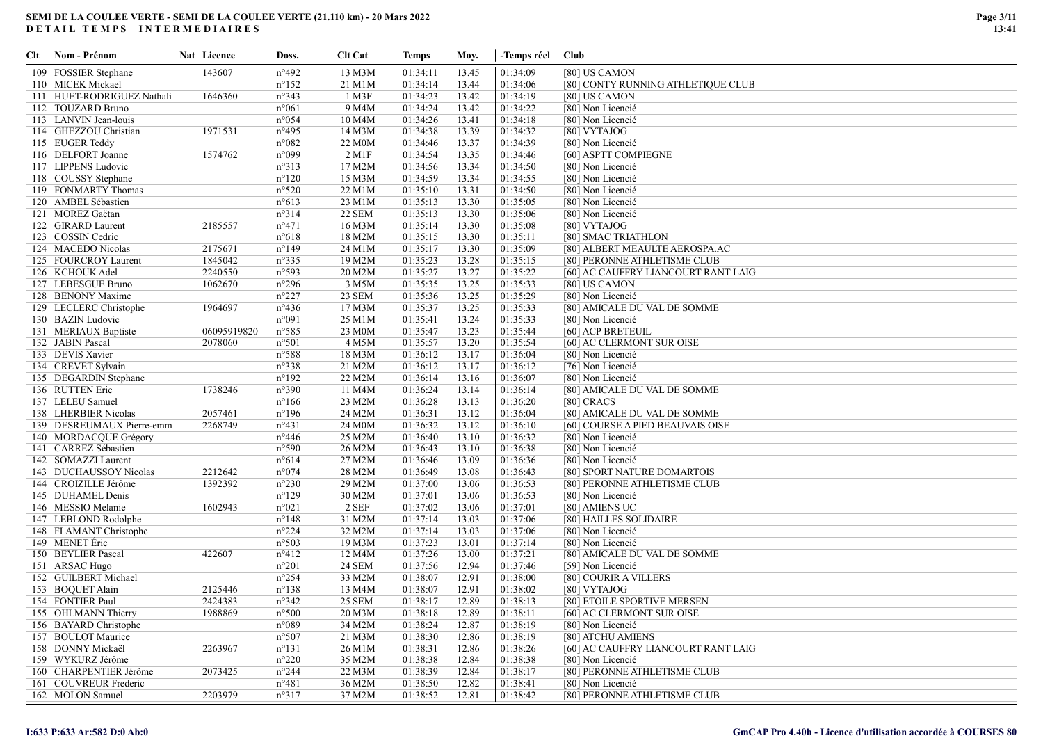# SEMI DE LA COULEE VERTE - SEMI DE LA COULEE VERTE (21.110 km) - 20 Mars 2022
## DETAIL TEMPS INTERMEDIAIRES

| Clt | Nom - Prénom | Nat | Licence | Doss. | Clt Cat | Temps | Moy. | -Temps réel | Club |
|---|---|---|---|---|---|---|---|---|---|
| 109 | FOSSIER Stephane | | 143607 | n°492 | 13 M3M | 01:34:11 | 13.45 | 01:34:09 | [80] US CAMON |
| 110 | MICEK Mickael | | | n°152 | 21 M1M | 01:34:14 | 13.44 | 01:34:06 | [80] CONTY RUNNING ATHLETIQUE CLUB |
| 111 | HUET-RODRIGUEZ Nathali | | 1646360 | n°343 | 1 M3F | 01:34:23 | 13.42 | 01:34:19 | [80] US CAMON |
| 112 | TOUZARD Bruno | | | n°061 | 9 M4M | 01:34:24 | 13.42 | 01:34:22 | [80] Non Licencié |
| 113 | LANVIN Jean-louis | | | n°054 | 10 M4M | 01:34:26 | 13.41 | 01:34:18 | [80] Non Licencié |
| 114 | GHEZZOU Christian | | 1971531 | n°495 | 14 M3M | 01:34:38 | 13.39 | 01:34:32 | [80] VYTAJOG |
| 115 | EUGER Teddy | | | n°082 | 22 M0M | 01:34:46 | 13.37 | 01:34:39 | [80] Non Licencié |
| 116 | DELFORT Joanne | | 1574762 | n°099 | 2 M1F | 01:34:54 | 13.35 | 01:34:46 | [60] ASPTT COMPIEGNE |
| 117 | LIPPENS Ludovic | | | n°313 | 17 M2M | 01:34:56 | 13.34 | 01:34:50 | [80] Non Licencié |
| 118 | COUSSY Stephane | | | n°120 | 15 M3M | 01:34:59 | 13.34 | 01:34:55 | [80] Non Licencié |
| 119 | FONMARTY Thomas | | | n°520 | 22 M1M | 01:35:10 | 13.31 | 01:34:50 | [80] Non Licencié |
| 120 | AMBEL Sébastien | | | n°613 | 23 M1M | 01:35:13 | 13.30 | 01:35:05 | [80] Non Licencié |
| 121 | MOREZ Gaëtan | | | n°314 | 22 SEM | 01:35:13 | 13.30 | 01:35:06 | [80] Non Licencié |
| 122 | GIRARD Laurent | | 2185557 | n°471 | 16 M3M | 01:35:14 | 13.30 | 01:35:08 | [80] VYTAJOG |
| 123 | COSSIN Cedric | | | n°618 | 18 M2M | 01:35:15 | 13.30 | 01:35:11 | [80] SMAC TRIATHLON |
| 124 | MACEDO Nicolas | | 2175671 | n°149 | 24 M1M | 01:35:17 | 13.30 | 01:35:09 | [80] ALBERT MEAULTE AEROSPA.AC |
| 125 | FOURCROY Laurent | | 1845042 | n°335 | 19 M2M | 01:35:23 | 13.28 | 01:35:15 | [80] PERONNE ATHLETISME CLUB |
| 126 | KCHOUK Adel | | 2240550 | n°593 | 20 M2M | 01:35:27 | 13.27 | 01:35:22 | [60] AC CAUFFRY LIANCOURT RANT LAIG |
| 127 | LEBESGUE Bruno | | 1062670 | n°296 | 3 M5M | 01:35:35 | 13.25 | 01:35:33 | [80] US CAMON |
| 128 | BENONY Maxime | | | n°227 | 23 SEM | 01:35:36 | 13.25 | 01:35:29 | [80] Non Licencié |
| 129 | LECLERC Christophe | | 1964697 | n°436 | 17 M3M | 01:35:37 | 13.25 | 01:35:33 | [80] AMICALE DU VAL DE SOMME |
| 130 | BAZIN Ludovic | | | n°091 | 25 M1M | 01:35:41 | 13.24 | 01:35:33 | [80] Non Licencié |
| 131 | MERIAUX Baptiste | | 06095919820 | n°585 | 23 M0M | 01:35:47 | 13.23 | 01:35:44 | [60] ACP BRETEUIL |
| 132 | JABIN Pascal | | 2078060 | n°501 | 4 M5M | 01:35:57 | 13.20 | 01:35:54 | [60] AC CLERMONT SUR OISE |
| 133 | DEVIS Xavier | | | n°588 | 18 M3M | 01:36:12 | 13.17 | 01:36:04 | [80] Non Licencié |
| 134 | CREVET Sylvain | | | n°338 | 21 M2M | 01:36:12 | 13.17 | 01:36:12 | [76] Non Licencié |
| 135 | DEGARDIN Stephane | | | n°192 | 22 M2M | 01:36:14 | 13.16 | 01:36:07 | [80] Non Licencié |
| 136 | RUTTEN Eric | | 1738246 | n°390 | 11 M4M | 01:36:24 | 13.14 | 01:36:14 | [80] AMICALE DU VAL DE SOMME |
| 137 | LELEU Samuel | | | n°166 | 23 M2M | 01:36:28 | 13.13 | 01:36:20 | [80] CRACS |
| 138 | LHERBIER Nicolas | | 2057461 | n°196 | 24 M2M | 01:36:31 | 13.12 | 01:36:04 | [80] AMICALE DU VAL DE SOMME |
| 139 | DESREUMAUX Pierre-emm | | 2268749 | n°431 | 24 M0M | 01:36:32 | 13.12 | 01:36:10 | [60] COURSE A PIED BEAUVAIS OISE |
| 140 | MORDACQUE Grégory | | | n°446 | 25 M2M | 01:36:40 | 13.10 | 01:36:32 | [80] Non Licencié |
| 141 | CARREZ Sébastien | | | n°590 | 26 M2M | 01:36:43 | 13.10 | 01:36:38 | [80] Non Licencié |
| 142 | SOMAZZI Laurent | | | n°614 | 27 M2M | 01:36:46 | 13.09 | 01:36:36 | [80] Non Licencié |
| 143 | DUCHAUSSOY Nicolas | | 2212642 | n°074 | 28 M2M | 01:36:49 | 13.08 | 01:36:43 | [80] SPORT NATURE DOMARTOIS |
| 144 | CROIZILLE Jérôme | | 1392392 | n°230 | 29 M2M | 01:37:00 | 13.06 | 01:36:53 | [80] PERONNE ATHLETISME CLUB |
| 145 | DUHAMEL Denis | | | n°129 | 30 M2M | 01:37:01 | 13.06 | 01:36:53 | [80] Non Licencié |
| 146 | MESSIO Melanie | | 1602943 | n°021 | 2 SEF | 01:37:02 | 13.06 | 01:37:01 | [80] AMIENS UC |
| 147 | LEBLOND Rodolphe | | | n°148 | 31 M2M | 01:37:14 | 13.03 | 01:37:06 | [80] HAILLES SOLIDAIRE |
| 148 | FLAMANT Christophe | | | n°224 | 32 M2M | 01:37:14 | 13.03 | 01:37:06 | [80] Non Licencié |
| 149 | MENET Éric | | | n°503 | 19 M3M | 01:37:23 | 13.01 | 01:37:14 | [80] Non Licencié |
| 150 | BEYLIER Pascal | | 422607 | n°412 | 12 M4M | 01:37:26 | 13.00 | 01:37:21 | [80] AMICALE DU VAL DE SOMME |
| 151 | ARSAC Hugo | | | n°201 | 24 SEM | 01:37:56 | 12.94 | 01:37:46 | [59] Non Licencié |
| 152 | GUILBERT Michael | | | n°254 | 33 M2M | 01:38:07 | 12.91 | 01:38:00 | [80] COURIR A VILLERS |
| 153 | BOQUET Alain | | 2125446 | n°138 | 13 M4M | 01:38:07 | 12.91 | 01:38:02 | [80] VYTAJOG |
| 154 | FONTIER Paul | | 2424383 | n°342 | 25 SEM | 01:38:17 | 12.89 | 01:38:13 | [80] ETOILE SPORTIVE MERSEN |
| 155 | OHLMANN Thierry | | 1988869 | n°500 | 20 M3M | 01:38:18 | 12.89 | 01:38:11 | [60] AC CLERMONT SUR OISE |
| 156 | BAYARD Christophe | | | n°089 | 34 M2M | 01:38:24 | 12.87 | 01:38:19 | [80] Non Licencié |
| 157 | BOULOT Maurice | | | n°507 | 21 M3M | 01:38:30 | 12.86 | 01:38:19 | [80] ATCHU AMIENS |
| 158 | DONNY Mickaël | | 2263967 | n°131 | 26 M1M | 01:38:31 | 12.86 | 01:38:26 | [60] AC CAUFFRY LIANCOURT RANT LAIG |
| 159 | WYKURZ Jérôme | | | n°220 | 35 M2M | 01:38:38 | 12.84 | 01:38:38 | [80] Non Licencié |
| 160 | CHARPENTIER Jérôme | | 2073425 | n°244 | 22 M3M | 01:38:39 | 12.84 | 01:38:17 | [80] PERONNE ATHLETISME CLUB |
| 161 | COUVREUR Frederic | | | n°481 | 36 M2M | 01:38:50 | 12.82 | 01:38:41 | [80] Non Licencié |
| 162 | MOLON Samuel | | 2203979 | n°317 | 37 M2M | 01:38:52 | 12.81 | 01:38:42 | [80] PERONNE ATHLETISME CLUB |

I:633 P:633 Ar:582 D:0 Ab:0

GmCAP Pro 4.40h - Licence d'utilisation accordée à COURSES 80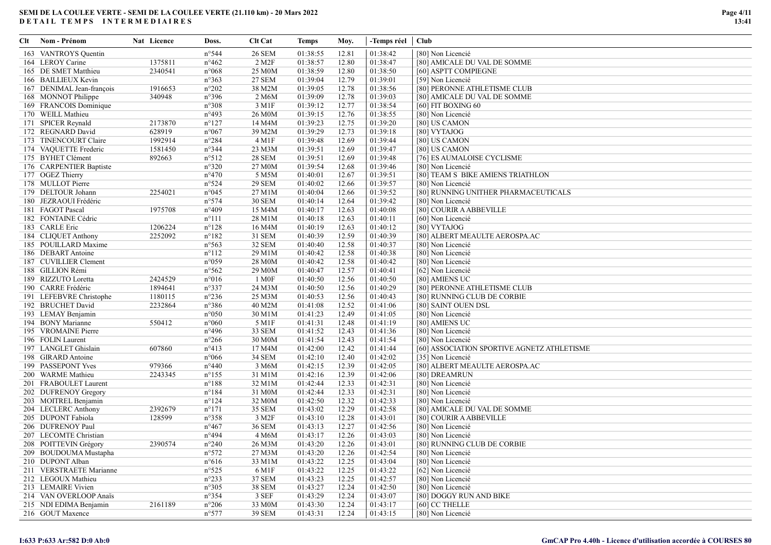# SEMI DE LA COULEE VERTE - SEMI DE LA COULEE VERTE (21.110 km) - 20 Mars 2022
## DETAIL TEMPS INTERMEDIAIRES

| Clt | Nom - Prénom | Nat | Licence | Doss. | Clt Cat | Temps | Moy. | -Temps réel | Club |
|---|---|---|---|---|---|---|---|---|---|
| 163 | VANTROYS Quentin | | | n°544 | 26 SEM | 01:38:55 | 12.81 | 01:38:42 | [80] Non Licencié |
| 164 | LEROY Carine | | 1375811 | n°462 | 2 M2F | 01:38:57 | 12.80 | 01:38:47 | [80] AMICALE DU VAL DE SOMME |
| 165 | DE SMET Matthieu | | 2340541 | n°068 | 25 M0M | 01:38:59 | 12.80 | 01:38:50 | [60] ASPTT COMPIEGNE |
| 166 | BAILLIEUX Kevin | | | n°363 | 27 SEM | 01:39:04 | 12.79 | 01:39:01 | [59] Non Licencié |
| 167 | DENIMAL Jean-françois | | 1916653 | n°202 | 38 M2M | 01:39:05 | 12.78 | 01:38:56 | [80] PERONNE ATHLETISME CLUB |
| 168 | MONNOT Philippe | | 340948 | n°396 | 2 M6M | 01:39:09 | 12.78 | 01:39:03 | [80] AMICALE DU VAL DE SOMME |
| 169 | FRANCOIS Dominique | | | n°308 | 3 M1F | 01:39:12 | 12.77 | 01:38:54 | [60] FIT BOXING 60 |
| 170 | WEILL Mathieu | | | n°493 | 26 M0M | 01:39:15 | 12.76 | 01:38:55 | [80] Non Licencié |
| 171 | SPICER Reynald | | 2173870 | n°127 | 14 M4M | 01:39:23 | 12.75 | 01:39:20 | [80] US CAMON |
| 172 | REGNARD David | | 628919 | n°067 | 39 M2M | 01:39:29 | 12.73 | 01:39:18 | [80] VYTAJOG |
| 173 | TINENCOURT Claire | | 1992914 | n°284 | 4 M1F | 01:39:48 | 12.69 | 01:39:44 | [80] US CAMON |
| 174 | VAQUETTE Frederic | | 1581450 | n°344 | 23 M3M | 01:39:51 | 12.69 | 01:39:47 | [80] US CAMON |
| 175 | BYHET Clément | | 892663 | n°512 | 28 SEM | 01:39:51 | 12.69 | 01:39:48 | [76] ES AUMALOISE CYCLISME |
| 176 | CARPENTIER Baptiste | | | n°320 | 27 M0M | 01:39:54 | 12.68 | 01:39:46 | [80] Non Licencié |
| 177 | OGEZ Thierry | | | n°470 | 5 M5M | 01:40:01 | 12.67 | 01:39:51 | [80] TEAM S BIKE AMIENS TRIATHLON |
| 178 | MULLOT Pierre | | | n°524 | 29 SEM | 01:40:02 | 12.66 | 01:39:57 | [80] Non Licencié |
| 179 | DELTOUR Johann | | 2254021 | n°045 | 27 M1M | 01:40:04 | 12.66 | 01:39:52 | [80] RUNNING UNITHER PHARMACEUTICALS |
| 180 | JEZRAOUI Frédéric | | | n°574 | 30 SEM | 01:40:14 | 12.64 | 01:39:42 | [80] Non Licencié |
| 181 | FAGOT Pascal | | 1975708 | n°409 | 15 M4M | 01:40:17 | 12.63 | 01:40:08 | [80] COURIR A ABBEVILLE |
| 182 | FONTAINE Cédric | | | n°111 | 28 M1M | 01:40:18 | 12.63 | 01:40:11 | [60] Non Licencié |
| 183 | CARLE Eric | | 1206224 | n°128 | 16 M4M | 01:40:19 | 12.63 | 01:40:12 | [80] VYTAJOG |
| 184 | CLIQUET Anthony | | 2252092 | n°182 | 31 SEM | 01:40:39 | 12.59 | 01:40:39 | [80] ALBERT MEAULTE AEROSPA.AC |
| 185 | POUILLARD Maxime | | | n°563 | 32 SEM | 01:40:40 | 12.58 | 01:40:37 | [80] Non Licencié |
| 186 | DEBART Antoine | | | n°112 | 29 M1M | 01:40:42 | 12.58 | 01:40:38 | [80] Non Licencié |
| 187 | CUVILLIER Clement | | | n°059 | 28 M0M | 01:40:42 | 12.58 | 01:40:42 | [80] Non Licencié |
| 188 | GILLION Rémi | | | n°562 | 29 M0M | 01:40:47 | 12.57 | 01:40:41 | [62] Non Licencié |
| 189 | RIZZUTO Loretta | | 2424529 | n°016 | 1 M0F | 01:40:50 | 12.56 | 01:40:50 | [80] AMIENS UC |
| 190 | CARRE Frédéric | | 1894641 | n°337 | 24 M3M | 01:40:50 | 12.56 | 01:40:29 | [80] PERONNE ATHLETISME CLUB |
| 191 | LEFEBVRE Christophe | | 1180115 | n°236 | 25 M3M | 01:40:53 | 12.56 | 01:40:43 | [80] RUNNING CLUB DE CORBIE |
| 192 | BRUCHET David | | 2232864 | n°386 | 40 M2M | 01:41:08 | 12.52 | 01:41:06 | [80] SAINT OUEN DSL |
| 193 | LEMAY Benjamin | | | n°050 | 30 M1M | 01:41:23 | 12.49 | 01:41:05 | [80] Non Licencié |
| 194 | BONY Marianne | | 550412 | n°060 | 5 M1F | 01:41:31 | 12.48 | 01:41:19 | [80] AMIENS UC |
| 195 | VROMAINE Pierre | | | n°496 | 33 SEM | 01:41:52 | 12.43 | 01:41:36 | [80] Non Licencié |
| 196 | FOLIN Laurent | | | n°266 | 30 M0M | 01:41:54 | 12.43 | 01:41:54 | [80] Non Licencié |
| 197 | LANGLET Ghislain | | 607860 | n°413 | 17 M4M | 01:42:00 | 12.42 | 01:41:44 | [60] ASSOCIATION SPORTIVE AGNETZ ATHLETISME |
| 198 | GIRARD Antoine | | | n°066 | 34 SEM | 01:42:10 | 12.40 | 01:42:02 | [35] Non Licencié |
| 199 | PASSEPONT Yves | | 979366 | n°440 | 3 M6M | 01:42:15 | 12.39 | 01:42:05 | [80] ALBERT MEAULTE AEROSPA.AC |
| 200 | WARME Mathieu | | 2243345 | n°155 | 31 M1M | 01:42:16 | 12.39 | 01:42:06 | [80] DREAMRUN |
| 201 | FRABOULET Laurent | | | n°188 | 32 M1M | 01:42:44 | 12.33 | 01:42:31 | [80] Non Licencié |
| 202 | DUFRENOY Gregory | | | n°184 | 31 M0M | 01:42:44 | 12.33 | 01:42:31 | [80] Non Licencié |
| 203 | MOITREL Benjamin | | | n°124 | 32 M0M | 01:42:50 | 12.32 | 01:42:33 | [80] Non Licencié |
| 204 | LECLERC Anthony | | 2392679 | n°171 | 35 SEM | 01:43:02 | 12.29 | 01:42:58 | [80] AMICALE DU VAL DE SOMME |
| 205 | DUPONT Fabiola | | 128599 | n°358 | 3 M2F | 01:43:10 | 12.28 | 01:43:01 | [80] COURIR A ABBEVILLE |
| 206 | DUFRENOY Paul | | | n°467 | 36 SEM | 01:43:13 | 12.27 | 01:42:56 | [80] Non Licencié |
| 207 | LECOMTE Christian | | | n°494 | 4 M6M | 01:43:17 | 12.26 | 01:43:03 | [80] Non Licencié |
| 208 | POITTEVIN Grégory | | 2390574 | n°240 | 26 M3M | 01:43:20 | 12.26 | 01:43:01 | [80] RUNNING CLUB DE CORBIE |
| 209 | BOUDOUMA Mustapha | | | n°572 | 27 M3M | 01:43:20 | 12.26 | 01:42:54 | [80] Non Licencié |
| 210 | DUPONT Alban | | | n°616 | 33 M1M | 01:43:22 | 12.25 | 01:43:04 | [80] Non Licencié |
| 211 | VERSTRAETE Marianne | | | n°525 | 6 M1F | 01:43:22 | 12.25 | 01:43:22 | [62] Non Licencié |
| 212 | LEGOUX Mathieu | | | n°233 | 37 SEM | 01:43:23 | 12.25 | 01:42:57 | [80] Non Licencié |
| 213 | LEMAIRE Vivien | | | n°305 | 38 SEM | 01:43:27 | 12.24 | 01:42:50 | [80] Non Licencié |
| 214 | VAN OVERLOOP Anaïs | | | n°354 | 3 SEF | 01:43:29 | 12.24 | 01:43:07 | [80] DOGGY RUN AND BIKE |
| 215 | NDI EDIMA Benjamin | | 2161189 | n°206 | 33 M0M | 01:43:30 | 12.24 | 01:43:17 | [60] CC THELLE |
| 216 | GOUT Maxence | | | n°577 | 39 SEM | 01:43:31 | 12.24 | 01:43:15 | [80] Non Licencié |

I:633 P:633 Ar:582 D:0 Ab:0

GmCAP Pro 4.40h - Licence d'utilisation accordée à COURSES 80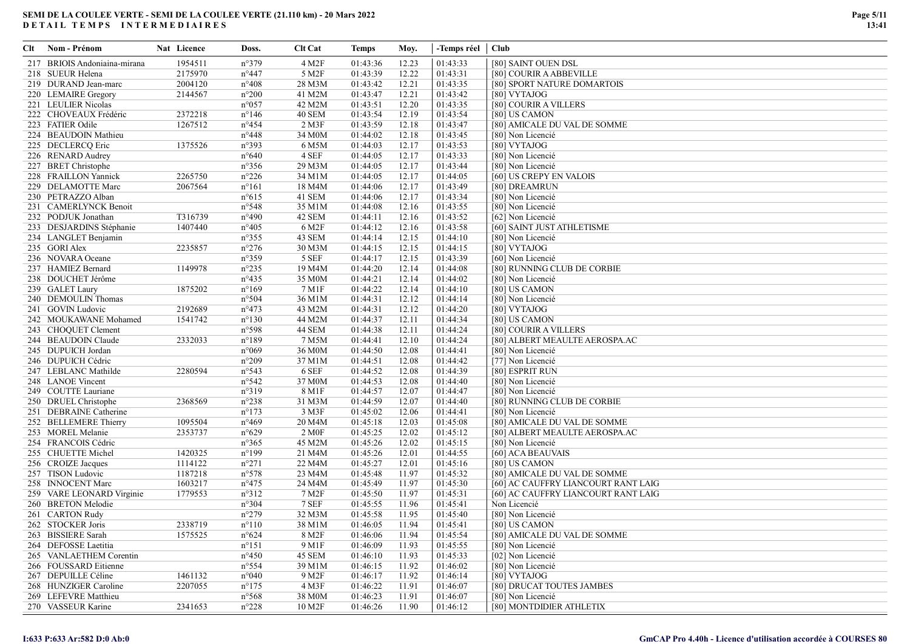# SEMI DE LA COULEE VERTE - SEMI DE LA COULEE VERTE (21.110 km) - 20 Mars 2022

## DETAIL TEMPS INTERMEDIAIRES

| Clt | Nom - Prénom | Nat | Licence | Doss. | Clt Cat | Temps | Moy. | -Temps réel | Club |
|---|---|---|---|---|---|---|---|---|---|
| 217 | BRIOIS Andoniaina-mirana | | 1954511 | n°379 | 4 M2F | 01:43:36 | 12.23 | 01:43:33 | [80] SAINT OUEN DSL |
| 218 | SUEUR Helena | | 2175970 | n°447 | 5 M2F | 01:43:39 | 12.22 | 01:43:31 | [80] COURIR A ABBEVILLE |
| 219 | DURAND Jean-marc | | 2004120 | n°408 | 28 M3M | 01:43:42 | 12.21 | 01:43:35 | [80] SPORT NATURE DOMARTOIS |
| 220 | LEMAIRE Gregory | | 2144567 | n°200 | 41 M2M | 01:43:47 | 12.21 | 01:43:42 | [80] VYTAJOG |
| 221 | LEULIER Nicolas | | | n°057 | 42 M2M | 01:43:51 | 12.20 | 01:43:35 | [80] COURIR A VILLERS |
| 222 | CHOVEAUX Frédéric | | 2372218 | n°146 | 40 SEM | 01:43:54 | 12.19 | 01:43:54 | [80] US CAMON |
| 223 | FATIER Odile | | 1267512 | n°454 | 2 M3F | 01:43:59 | 12.18 | 01:43:47 | [80] AMICALE DU VAL DE SOMME |
| 224 | BEAUDOIN Mathieu | | | n°448 | 34 M0M | 01:44:02 | 12.18 | 01:43:45 | [80] Non Licencié |
| 225 | DECLERCQ Eric | | 1375526 | n°393 | 6 M5M | 01:44:03 | 12.17 | 01:43:53 | [80] VYTAJOG |
| 226 | RENARD Audrey | | | n°640 | 4 SEF | 01:44:05 | 12.17 | 01:43:33 | [80] Non Licencié |
| 227 | BRET Christophe | | | n°356 | 29 M3M | 01:44:05 | 12.17 | 01:43:44 | [80] Non Licencié |
| 228 | FRAILLON Yannick | | 2265750 | n°226 | 34 M1M | 01:44:05 | 12.17 | 01:44:05 | [60] US CREPY EN VALOIS |
| 229 | DELAMOTTE Marc | | 2067564 | n°161 | 18 M4M | 01:44:06 | 12.17 | 01:43:49 | [80] DREAMRUN |
| 230 | PETRAZZO Alban | | | n°615 | 41 SEM | 01:44:06 | 12.17 | 01:43:34 | [80] Non Licencié |
| 231 | CAMERLYNCK Benoit | | | n°548 | 35 M1M | 01:44:08 | 12.16 | 01:43:55 | [80] Non Licencié |
| 232 | PODJUK Jonathan | | T316739 | n°490 | 42 SEM | 01:44:11 | 12.16 | 01:43:52 | [62] Non Licencié |
| 233 | DESJARDINS Stéphanie | | 1407440 | n°405 | 6 M2F | 01:44:12 | 12.16 | 01:43:58 | [60] SAINT JUST ATHLETISME |
| 234 | LANGLET Benjamin | | | n°355 | 43 SEM | 01:44:14 | 12.15 | 01:44:10 | [80] Non Licencié |
| 235 | GORI Alex | | 2235857 | n°276 | 30 M3M | 01:44:15 | 12.15 | 01:44:15 | [80] VYTAJOG |
| 236 | NOVARA Oceane | | | n°359 | 5 SEF | 01:44:17 | 12.15 | 01:43:39 | [60] Non Licencié |
| 237 | HAMIEZ Bernard | | 1149978 | n°235 | 19 M4M | 01:44:20 | 12.14 | 01:44:08 | [80] RUNNING CLUB DE CORBIE |
| 238 | DOUCHET Jérôme | | | n°435 | 35 M0M | 01:44:21 | 12.14 | 01:44:02 | [80] Non Licencié |
| 239 | GALET Laury | | 1875202 | n°169 | 7 M1F | 01:44:22 | 12.14 | 01:44:10 | [80] US CAMON |
| 240 | DEMOULIN Thomas | | | n°504 | 36 M1M | 01:44:31 | 12.12 | 01:44:14 | [80] Non Licencié |
| 241 | GOVIN Ludovic | | 2192689 | n°473 | 43 M2M | 01:44:31 | 12.12 | 01:44:20 | [80] VYTAJOG |
| 242 | MOUKAWANE Mohamed | | 1541742 | n°130 | 44 M2M | 01:44:37 | 12.11 | 01:44:34 | [80] US CAMON |
| 243 | CHOQUET Clement | | | n°598 | 44 SEM | 01:44:38 | 12.11 | 01:44:24 | [80] COURIR A VILLERS |
| 244 | BEAUDOIN Claude | | 2332033 | n°189 | 7 M5M | 01:44:41 | 12.10 | 01:44:24 | [80] ALBERT MEAULTE AEROSPA.AC |
| 245 | DUPUICH Jordan | | | n°069 | 36 M0M | 01:44:50 | 12.08 | 01:44:41 | [80] Non Licencié |
| 246 | DUPUICH Cédric | | | n°209 | 37 M1M | 01:44:51 | 12.08 | 01:44:42 | [77] Non Licencié |
| 247 | LEBLANC Mathilde | | 2280594 | n°543 | 6 SEF | 01:44:52 | 12.08 | 01:44:39 | [80] ESPRIT RUN |
| 248 | LANOE Vincent | | | n°542 | 37 M0M | 01:44:53 | 12.08 | 01:44:40 | [80] Non Licencié |
| 249 | COUTTE Lauriane | | | n°319 | 8 M1F | 01:44:57 | 12.07 | 01:44:47 | [80] Non Licencié |
| 250 | DRUEL Christophe | | 2368569 | n°238 | 31 M3M | 01:44:59 | 12.07 | 01:44:40 | [80] RUNNING CLUB DE CORBIE |
| 251 | DEBRAINE Catherine | | | n°173 | 3 M3F | 01:45:02 | 12.06 | 01:44:41 | [80] Non Licencié |
| 252 | BELLEMERE Thierry | | 1095504 | n°469 | 20 M4M | 01:45:18 | 12.03 | 01:45:08 | [80] AMICALE DU VAL DE SOMME |
| 253 | MOREL Melanie | | 2353737 | n°629 | 2 M0F | 01:45:25 | 12.02 | 01:45:12 | [80] ALBERT MEAULTE AEROSPA.AC |
| 254 | FRANCOIS Cédric | | | n°365 | 45 M2M | 01:45:26 | 12.02 | 01:45:15 | [80] Non Licencié |
| 255 | CHUETTE Michel | | 1420325 | n°199 | 21 M4M | 01:45:26 | 12.01 | 01:44:55 | [60] ACA BEAUVAIS |
| 256 | CROIZE Jacques | | 1114122 | n°271 | 22 M4M | 01:45:27 | 12.01 | 01:45:16 | [80] US CAMON |
| 257 | TISON Ludovic | | 1187218 | n°578 | 23 M4M | 01:45:48 | 11.97 | 01:45:32 | [80] AMICALE DU VAL DE SOMME |
| 258 | INNOCENT Marc | | 1603217 | n°475 | 24 M4M | 01:45:49 | 11.97 | 01:45:30 | [60] AC CAUFFRY LIANCOURT RANT LAIG |
| 259 | VARE LEONARD Virginie | | 1779553 | n°312 | 7 M2F | 01:45:50 | 11.97 | 01:45:31 | [60] AC CAUFFRY LIANCOURT RANT LAIG |
| 260 | BRETON Melodie | | | n°304 | 7 SEF | 01:45:55 | 11.96 | 01:45:41 | Non Licencié |
| 261 | CARTON Rudy | | | n°279 | 32 M3M | 01:45:58 | 11.95 | 01:45:40 | [80] Non Licencié |
| 262 | STOCKER Joris | | 2338719 | n°110 | 38 M1M | 01:46:05 | 11.94 | 01:45:41 | [80] US CAMON |
| 263 | BISSIERE Sarah | | 1575525 | n°624 | 8 M2F | 01:46:06 | 11.94 | 01:45:54 | [80] AMICALE DU VAL DE SOMME |
| 264 | DEFOSSE Laetitia | | | n°151 | 9 M1F | 01:46:09 | 11.93 | 01:45:55 | [80] Non Licencié |
| 265 | VANLAETHEM Corentin | | | n°450 | 45 SEM | 01:46:10 | 11.93 | 01:45:33 | [02] Non Licencié |
| 266 | FOUSSARD Eitienne | | | n°554 | 39 M1M | 01:46:15 | 11.92 | 01:46:02 | [80] Non Licencié |
| 267 | DEPUILLE Céline | | 1461132 | n°040 | 9 M2F | 01:46:17 | 11.92 | 01:46:14 | [80] VYTAJOG |
| 268 | HUNZIGER Caroline | | 2207055 | n°175 | 4 M3F | 01:46:22 | 11.91 | 01:46:07 | [80] DRUCAT TOUTES JAMBES |
| 269 | LEFEVRE Matthieu | | | n°568 | 38 M0M | 01:46:23 | 11.91 | 01:46:07 | [80] Non Licencié |
| 270 | VASSEUR Karine | | 2341653 | n°228 | 10 M2F | 01:46:26 | 11.90 | 01:46:12 | [80] MONTDIDIER ATHLETIX |

I:633 P:633 Ar:582 D:0 Ab:0

GmCAP Pro 4.40h - Licence d'utilisation accordée à COURSES 80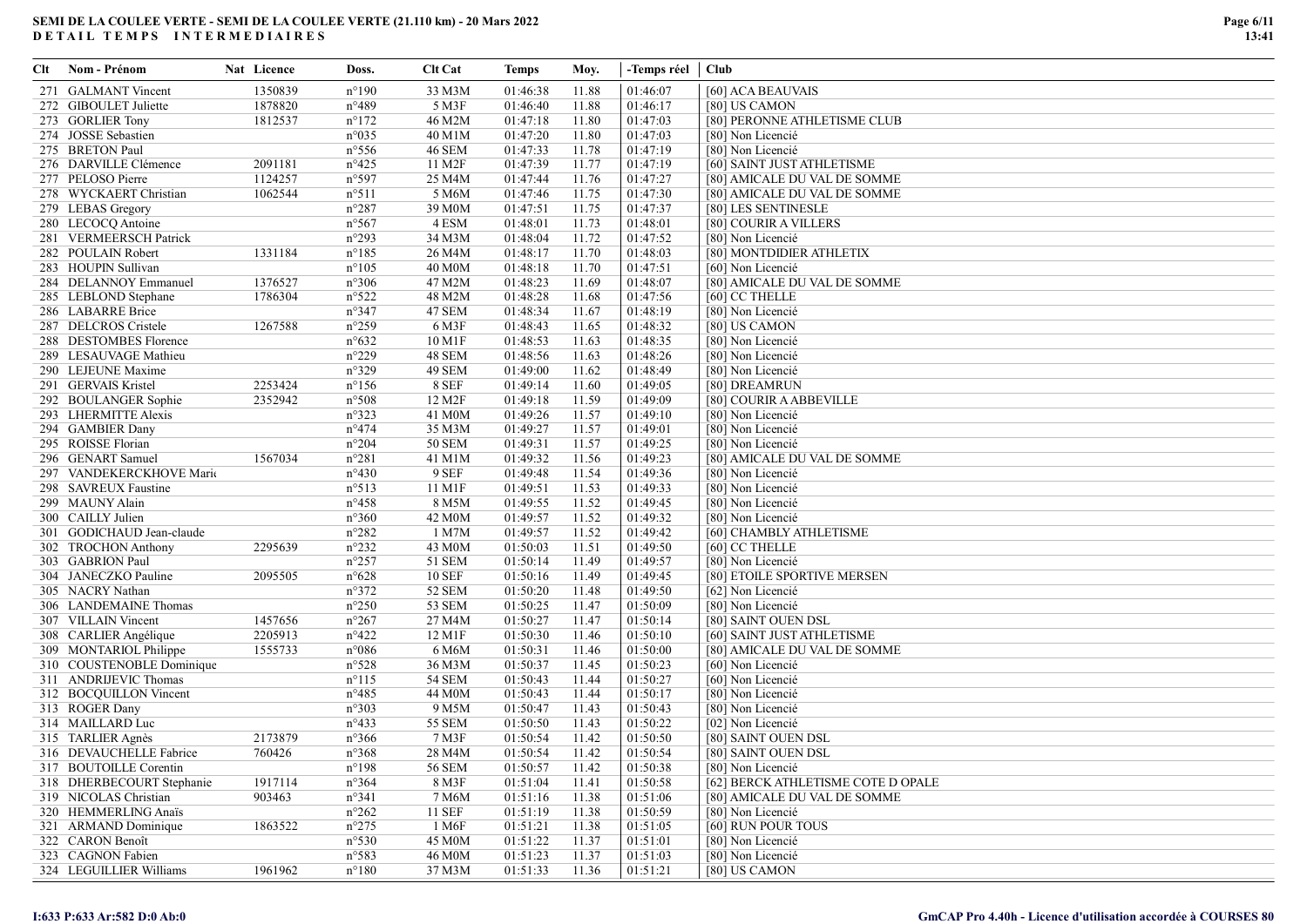**SEMI DE LA COULEE VERTE - SEMI DE LA COULEE VERTE (21.110 km) - 20 Mars 2022**
**DETAIL TEMPS INTERMEDIAIRES**

| Clt | Nom - Prénom | Nat | Licence | Doss. | Clt Cat | Temps | Moy. | -Temps réel | Club |
|---|---|---|---|---|---|---|---|---|---|
| 271 | GALMANT Vincent | | 1350839 | n°190 | 33 M3M | 01:46:38 | 11.88 | 01:46:07 | [60] ACA BEAUVAIS |
| 272 | GIBOULET Juliette | | 1878820 | n°489 | 5 M3F | 01:46:40 | 11.88 | 01:46:17 | [80] US CAMON |
| 273 | GORLIER Tony | | 1812537 | n°172 | 46 M2M | 01:47:18 | 11.80 | 01:47:03 | [80] PERONNE ATHLETISME CLUB |
| 274 | JOSSE Sebastien | | | n°035 | 40 M1M | 01:47:20 | 11.80 | 01:47:03 | [80] Non Licencié |
| 275 | BRETON Paul | | | n°556 | 46 SEM | 01:47:33 | 11.78 | 01:47:19 | [80] Non Licencié |
| 276 | DARVILLE Clémence | | 2091181 | n°425 | 11 M2F | 01:47:39 | 11.77 | 01:47:19 | [60] SAINT JUST ATHLETISME |
| 277 | PELOSO Pierre | | 1124257 | n°597 | 25 M4M | 01:47:44 | 11.76 | 01:47:27 | [80] AMICALE DU VAL DE SOMME |
| 278 | WYCKAERT Christian | | 1062544 | n°511 | 5 M6M | 01:47:46 | 11.75 | 01:47:30 | [80] AMICALE DU VAL DE SOMME |
| 279 | LEBAS Gregory | | | n°287 | 39 M0M | 01:47:51 | 11.75 | 01:47:37 | [80] LES SENTINESLE |
| 280 | LECOCQ Antoine | | | n°567 | 4 ESM | 01:48:01 | 11.73 | 01:48:01 | [80] COURIR A VILLERS |
| 281 | VERMEERSCH Patrick | | | n°293 | 34 M3M | 01:48:04 | 11.72 | 01:47:52 | [80] Non Licencié |
| 282 | POULAIN Robert | | 1331184 | n°185 | 26 M4M | 01:48:17 | 11.70 | 01:48:03 | [80] MONTDIDIER ATHLETIX |
| 283 | HOUPIN Sullivan | | | n°105 | 40 M0M | 01:48:18 | 11.70 | 01:47:51 | [60] Non Licencié |
| 284 | DELANNOY Emmanuel | | 1376527 | n°306 | 47 M2M | 01:48:23 | 11.69 | 01:48:07 | [80] AMICALE DU VAL DE SOMME |
| 285 | LEBLOND Stephane | | 1786304 | n°522 | 48 M2M | 01:48:28 | 11.68 | 01:47:56 | [60] CC THELLE |
| 286 | LABARRE Brice | | | n°347 | 47 SEM | 01:48:34 | 11.67 | 01:48:19 | [80] Non Licencié |
| 287 | DELCROS Cristele | | 1267588 | n°259 | 6 M3F | 01:48:43 | 11.65 | 01:48:32 | [80] US CAMON |
| 288 | DESTOMBES Florence | | | n°632 | 10 M1F | 01:48:53 | 11.63 | 01:48:35 | [80] Non Licencié |
| 289 | LESAUVAGE Mathieu | | | n°229 | 48 SEM | 01:48:56 | 11.63 | 01:48:26 | [80] Non Licencié |
| 290 | LEJEUNE Maxime | | | n°329 | 49 SEM | 01:49:00 | 11.62 | 01:48:49 | [80] Non Licencié |
| 291 | GERVAIS Kristel | | 2253424 | n°156 | 8 SEF | 01:49:14 | 11.60 | 01:49:05 | [80] DREAMRUN |
| 292 | BOULANGER Sophie | | 2352942 | n°508 | 12 M2F | 01:49:18 | 11.59 | 01:49:09 | [80] COURIR A ABBEVILLE |
| 293 | LHERMITTE Alexis | | | n°323 | 41 M0M | 01:49:26 | 11.57 | 01:49:10 | [80] Non Licencié |
| 294 | GAMBIER Dany | | | n°474 | 35 M3M | 01:49:27 | 11.57 | 01:49:01 | [80] Non Licencié |
| 295 | ROISSE Florian | | | n°204 | 50 SEM | 01:49:31 | 11.57 | 01:49:25 | [80] Non Licencié |
| 296 | GENART Samuel | | 1567034 | n°281 | 41 M1M | 01:49:32 | 11.56 | 01:49:23 | [80] AMICALE DU VAL DE SOMME |
| 297 | VANDEKERCKHOVE Mario | | | n°430 | 9 SEF | 01:49:48 | 11.54 | 01:49:36 | [80] Non Licencié |
| 298 | SAVREUX Faustine | | | n°513 | 11 M1F | 01:49:51 | 11.53 | 01:49:33 | [80] Non Licencié |
| 299 | MAUNY Alain | | | n°458 | 8 M5M | 01:49:55 | 11.52 | 01:49:45 | [80] Non Licencié |
| 300 | CAILLY Julien | | | n°360 | 42 M0M | 01:49:57 | 11.52 | 01:49:32 | [80] Non Licencié |
| 301 | GODICHAUD Jean-claude | | | n°282 | 1 M7M | 01:49:57 | 11.52 | 01:49:42 | [60] CHAMBLY ATHLETISME |
| 302 | TROCHON Anthony | | 2295639 | n°232 | 43 M0M | 01:50:03 | 11.51 | 01:49:50 | [60] CC THELLE |
| 303 | GABRION Paul | | | n°257 | 51 SEM | 01:50:14 | 11.49 | 01:49:57 | [80] Non Licencié |
| 304 | JANECZKO Pauline | | 2095505 | n°628 | 10 SEF | 01:50:16 | 11.49 | 01:49:45 | [80] ETOILE SPORTIVE MERSEN |
| 305 | NACRY Nathan | | | n°372 | 52 SEM | 01:50:20 | 11.48 | 01:49:50 | [62] Non Licencié |
| 306 | LANDEMAINE Thomas | | | n°250 | 53 SEM | 01:50:25 | 11.47 | 01:50:09 | [80] Non Licencié |
| 307 | VILLAIN Vincent | | 1457656 | n°267 | 27 M4M | 01:50:27 | 11.47 | 01:50:14 | [80] SAINT OUEN DSL |
| 308 | CARLIER Angélique | | 2205913 | n°422 | 12 M1F | 01:50:30 | 11.46 | 01:50:10 | [60] SAINT JUST ATHLETISME |
| 309 | MONTARIOL Philippe | | 1555733 | n°086 | 6 M6M | 01:50:31 | 11.46 | 01:50:00 | [80] AMICALE DU VAL DE SOMME |
| 310 | COUSTENOBLE Dominique | | | n°528 | 36 M3M | 01:50:37 | 11.45 | 01:50:23 | [60] Non Licencié |
| 311 | ANDRIJEVIC Thomas | | | n°115 | 54 SEM | 01:50:43 | 11.44 | 01:50:27 | [60] Non Licencié |
| 312 | BOCQUILLON Vincent | | | n°485 | 44 M0M | 01:50:43 | 11.44 | 01:50:17 | [80] Non Licencié |
| 313 | ROGER Dany | | | n°303 | 9 M5M | 01:50:47 | 11.43 | 01:50:43 | [80] Non Licencié |
| 314 | MAILLARD Luc | | | n°433 | 55 SEM | 01:50:50 | 11.43 | 01:50:22 | [02] Non Licencié |
| 315 | TARLIER Agnès | | 2173879 | n°366 | 7 M3F | 01:50:54 | 11.42 | 01:50:50 | [80] SAINT OUEN DSL |
| 316 | DEVAUCHELLE Fabrice | | 760426 | n°368 | 28 M4M | 01:50:54 | 11.42 | 01:50:54 | [80] SAINT OUEN DSL |
| 317 | BOUTOILLE Corentin | | | n°198 | 56 SEM | 01:50:57 | 11.42 | 01:50:38 | [80] Non Licencié |
| 318 | DHERBECOURT Stephanie | | 1917114 | n°364 | 8 M3F | 01:51:04 | 11.41 | 01:50:58 | [62] BERCK ATHLETISME COTE D OPALE |
| 319 | NICOLAS Christian | | 903463 | n°341 | 7 M6M | 01:51:16 | 11.38 | 01:51:06 | [80] AMICALE DU VAL DE SOMME |
| 320 | HEMMERLING Anaïs | | | n°262 | 11 SEF | 01:51:19 | 11.38 | 01:50:59 | [80] Non Licencié |
| 321 | ARMAND Dominique | | 1863522 | n°275 | 1 M6F | 01:51:21 | 11.38 | 01:51:05 | [60] RUN POUR TOUS |
| 322 | CARON Benoît | | | n°530 | 45 M0M | 01:51:22 | 11.37 | 01:51:01 | [80] Non Licencié |
| 323 | CAGNON Fabien | | | n°583 | 46 M0M | 01:51:23 | 11.37 | 01:51:03 | [80] Non Licencié |
| 324 | LEGUILLIER Williams | | 1961962 | n°180 | 37 M3M | 01:51:33 | 11.36 | 01:51:21 | [80] US CAMON |

I:633 P:633 Ar:582 D:0 Ab:0

GmCAP Pro 4.40h - Licence d'utilisation accordée à COURSES 80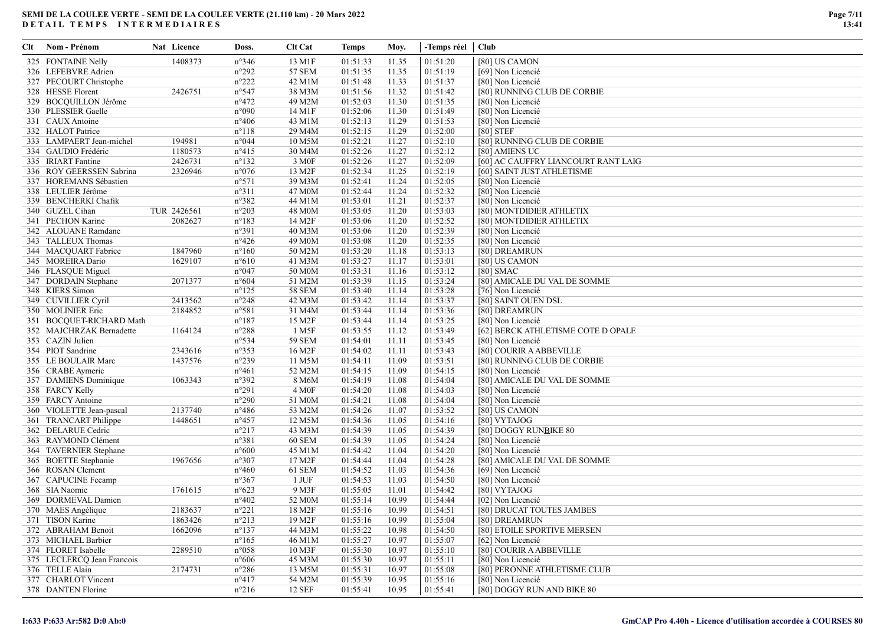**SEMI DE LA COULEE VERTE - SEMI DE LA COULEE VERTE (21.110 km) - 20 Mars 2022**
**DETAIL TEMPS INTERMEDIAIRES**

| Clt | Nom - Prénom | Nat | Licence | Doss. | Clt Cat | Temps | Moy. | -Temps réel | Club |
|---|---|---|---|---|---|---|---|---|---|
| 325 | FONTAINE Nelly | | 1408373 | n°346 | 13 M1F | 01:51:33 | 11.35 | 01:51:20 | [80] US CAMON |
| 326 | LEFEBVRE Adrien | | | n°292 | 57 SEM | 01:51:35 | 11.35 | 01:51:19 | [69] Non Licencié |
| 327 | PECOURT Christophe | | | n°222 | 42 M1M | 01:51:48 | 11.33 | 01:51:37 | [80] Non Licencié |
| 328 | HESSE Florent | | 2426751 | n°547 | 38 M3M | 01:51:56 | 11.32 | 01:51:42 | [80] RUNNING CLUB DE CORBIE |
| 329 | BOCQUILLON Jérôme | | | n°472 | 49 M2M | 01:52:03 | 11.30 | 01:51:35 | [80] Non Licencié |
| 330 | PLESSIER Gaelle | | | n°090 | 14 M1F | 01:52:06 | 11.30 | 01:51:49 | [80] Non Licencié |
| 331 | CAUX Antoine | | | n°406 | 43 M1M | 01:52:13 | 11.29 | 01:51:53 | [80] Non Licencié |
| 332 | HALOT Patrice | | | n°118 | 29 M4M | 01:52:15 | 11.29 | 01:52:00 | [80] STEF |
| 333 | LAMPAERT Jean-michel | | 194981 | n°044 | 10 M5M | 01:52:21 | 11.27 | 01:52:10 | [80] RUNNING CLUB DE CORBIE |
| 334 | GAUDIO Frédéric | | 1180573 | n°415 | 30 M4M | 01:52:26 | 11.27 | 01:52:12 | [80] AMIENS UC |
| 335 | IRIART Fantine | | 2426731 | n°132 | 3 M0F | 01:52:26 | 11.27 | 01:52:09 | [60] AC CAUFFRY LIANCOURT RANT LAIG |
| 336 | ROY GEERSSEN Sabrina | | 2326946 | n°076 | 13 M2F | 01:52:34 | 11.25 | 01:52:19 | [60] SAINT JUST ATHLETISME |
| 337 | HOREMANS Sébastien | | | n°571 | 39 M3M | 01:52:41 | 11.24 | 01:52:05 | [80] Non Licencié |
| 338 | LEULIER Jérôme | | | n°311 | 47 M0M | 01:52:44 | 11.24 | 01:52:32 | [80] Non Licencié |
| 339 | BENCHERKI Chafik | | | n°382 | 44 M1M | 01:53:01 | 11.21 | 01:52:37 | [80] Non Licencié |
| 340 | GUZEL Cihan | TUR | 2426561 | n°203 | 48 M0M | 01:53:05 | 11.20 | 01:53:03 | [80] MONTDIDIER ATHLETIX |
| 341 | PECHON Karine | | 2082627 | n°183 | 14 M2F | 01:53:06 | 11.20 | 01:52:52 | [80] MONTDIDIER ATHLETIX |
| 342 | ALOUANE Ramdane | | | n°391 | 40 M3M | 01:53:06 | 11.20 | 01:52:39 | [80] Non Licencié |
| 343 | TALLEUX Thomas | | | n°426 | 49 M0M | 01:53:08 | 11.20 | 01:52:35 | [80] Non Licencié |
| 344 | MACQUART Fabrice | | 1847960 | n°160 | 50 M2M | 01:53:20 | 11.18 | 01:53:13 | [80] DREAMRUN |
| 345 | MOREIRA Dario | | 1629107 | n°610 | 41 M3M | 01:53:27 | 11.17 | 01:53:01 | [80] US CAMON |
| 346 | FLASQUE Miguel | | | n°047 | 50 M0M | 01:53:31 | 11.16 | 01:53:12 | [80] SMAC |
| 347 | DORDAIN Stephane | | 2071377 | n°604 | 51 M2M | 01:53:39 | 11.15 | 01:53:24 | [80] AMICALE DU VAL DE SOMME |
| 348 | KIERS Simon | | | n°125 | 58 SEM | 01:53:40 | 11.14 | 01:53:28 | [76] Non Licencié |
| 349 | CUVILLIER Cyril | | 2413562 | n°248 | 42 M3M | 01:53:42 | 11.14 | 01:53:37 | [80] SAINT OUEN DSL |
| 350 | MOLINIER Eric | | 2184852 | n°581 | 31 M4M | 01:53:44 | 11.14 | 01:53:36 | [80] DREAMRUN |
| 351 | BOCQUET-RICHARD Math | | | n°187 | 15 M2F | 01:53:44 | 11.14 | 01:53:25 | [80] Non Licencié |
| 352 | MAJCHRZAK Bernadette | | 1164124 | n°288 | 1 M5F | 01:53:55 | 11.12 | 01:53:49 | [62] BERCK ATHLETISME COTE D OPALE |
| 353 | CAZIN Julien | | | n°534 | 59 SEM | 01:54:01 | 11.11 | 01:53:45 | [80] Non Licencié |
| 354 | PIOT Sandrine | | 2343616 | n°353 | 16 M2F | 01:54:02 | 11.11 | 01:53:43 | [80] COURIR A ABBEVILLE |
| 355 | LE BOULAIR Marc | | 1437576 | n°239 | 11 M5M | 01:54:11 | 11.09 | 01:53:51 | [80] RUNNING CLUB DE CORBIE |
| 356 | CRABE Aymeric | | | n°461 | 52 M2M | 01:54:15 | 11.09 | 01:54:15 | [80] Non Licencié |
| 357 | DAMIENS Dominique | | 1063343 | n°392 | 8 M6M | 01:54:19 | 11.08 | 01:54:04 | [80] AMICALE DU VAL DE SOMME |
| 358 | FARCY Kelly | | | n°291 | 4 M0F | 01:54:20 | 11.08 | 01:54:03 | [80] Non Licencié |
| 359 | FARCY Antoine | | | n°290 | 51 M0M | 01:54:21 | 11.08 | 01:54:04 | [80] Non Licencié |
| 360 | VIOLETTE Jean-pascal | | 2137740 | n°486 | 53 M2M | 01:54:26 | 11.07 | 01:53:52 | [80] US CAMON |
| 361 | TRANCART Philippe | | 1448651 | n°457 | 12 M5M | 01:54:36 | 11.05 | 01:54:16 | [80] VYTAJOG |
| 362 | DELARUE Cedric | | | n°217 | 43 M3M | 01:54:39 | 11.05 | 01:54:39 | [80] DOGGY RUNBIKE 80 |
| 363 | RAYMOND Clément | | | n°381 | 60 SEM | 01:54:39 | 11.05 | 01:54:24 | [80] Non Licencié |
| 364 | TAVERNIER Stephane | | | n°600 | 45 M1M | 01:54:42 | 11.04 | 01:54:20 | [80] Non Licencié |
| 365 | BOETTE Stephanie | | 1967656 | n°307 | 17 M2F | 01:54:44 | 11.04 | 01:54:28 | [80] AMICALE DU VAL DE SOMME |
| 366 | ROSAN Clement | | | n°460 | 61 SEM | 01:54:52 | 11.03 | 01:54:36 | [69] Non Licencié |
| 367 | CAPUCINE Fecamp | | | n°367 | 1 JUF | 01:54:53 | 11.03 | 01:54:50 | [80] Non Licencié |
| 368 | SIA Naomie | | 1761615 | n°623 | 9 M3F | 01:55:05 | 11.01 | 01:54:42 | [80] VYTAJOG |
| 369 | DORMEVAL Damien | | | n°402 | 52 M0M | 01:55:14 | 10.99 | 01:54:44 | [02] Non Licencié |
| 370 | MAES Angélique | | 2183637 | n°221 | 18 M2F | 01:55:16 | 10.99 | 01:54:51 | [80] DRUCAT TOUTES JAMBES |
| 371 | TISON Karine | | 1863426 | n°213 | 19 M2F | 01:55:16 | 10.99 | 01:55:04 | [80] DREAMRUN |
| 372 | ABRAHAM Benoit | | 1662096 | n°137 | 44 M3M | 01:55:22 | 10.98 | 01:54:50 | [80] ETOILE SPORTIVE MERSEN |
| 373 | MICHAEL Barbier | | | n°165 | 46 M1M | 01:55:27 | 10.97 | 01:55:07 | [62] Non Licencié |
| 374 | FLORET Isabelle | | 2289510 | n°058 | 10 M3F | 01:55:30 | 10.97 | 01:55:10 | [80] COURIR A ABBEVILLE |
| 375 | LECLERCQ Jean Francois | | | n°606 | 45 M3M | 01:55:30 | 10.97 | 01:55:11 | [80] Non Licencié |
| 376 | TELLE Alain | | 2174731 | n°286 | 13 M5M | 01:55:31 | 10.97 | 01:55:08 | [80] PERONNE ATHLETISME CLUB |
| 377 | CHARLOT Vincent | | | n°417 | 54 M2M | 01:55:39 | 10.95 | 01:55:16 | [80] Non Licencié |
| 378 | DANTEN Florine | | | n°216 | 12 SEF | 01:55:41 | 10.95 | 01:55:41 | [80] DOGGY RUN AND BIKE 80 |

I:633 P:633 Ar:582 D:0 Ab:0

GmCAP Pro 4.40h - Licence d'utilisation accordée à COURSES 80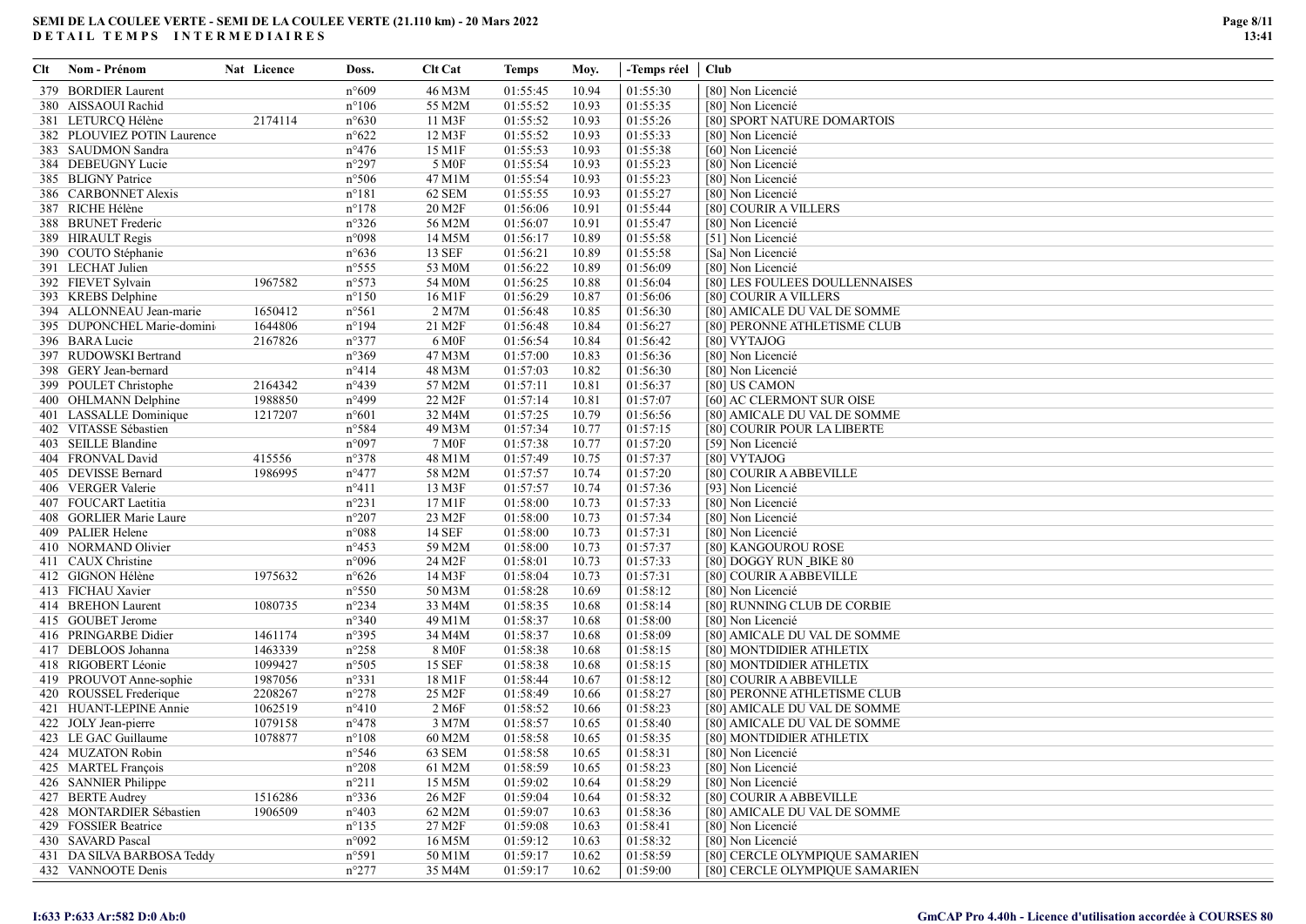**SEMI DE LA COULEE VERTE - SEMI DE LA COULEE VERTE (21.110 km) - 20 Mars 2022**
**DETAIL TEMPS INTERMEDIAIRES**

| Clt | Nom - Prénom | Nat | Licence | Doss. | Clt Cat | Temps | Moy. | -Temps réel | Club |
|---|---|---|---|---|---|---|---|---|---|
| 379 | BORDIER Laurent | | | n°609 | 46 M3M | 01:55:45 | 10.94 | 01:55:30 | [80] Non Licencié |
| 380 | AISSAOUI Rachid | | | n°106 | 55 M2M | 01:55:52 | 10.93 | 01:55:35 | [80] Non Licencié |
| 381 | LETURCQ Hélène | | 2174114 | n°630 | 11 M3F | 01:55:52 | 10.93 | 01:55:26 | [80] SPORT NATURE DOMARTOIS |
| 382 | PLOUVIEZ POTIN Laurence | | | n°622 | 12 M3F | 01:55:52 | 10.93 | 01:55:33 | [80] Non Licencié |
| 383 | SAUDMON Sandra | | | n°476 | 15 M1F | 01:55:53 | 10.93 | 01:55:38 | [60] Non Licencié |
| 384 | DEBEUGNY Lucie | | | n°297 | 5 M0F | 01:55:54 | 10.93 | 01:55:23 | [80] Non Licencié |
| 385 | BLIGNY Patrice | | | n°506 | 47 M1M | 01:55:54 | 10.93 | 01:55:23 | [80] Non Licencié |
| 386 | CARBONNET Alexis | | | n°181 | 62 SEM | 01:55:55 | 10.93 | 01:55:27 | [80] Non Licencié |
| 387 | RICHE Hélène | | | n°178 | 20 M2F | 01:56:06 | 10.91 | 01:55:44 | [80] COURIR A VILLERS |
| 388 | BRUNET Frederic | | | n°326 | 56 M2M | 01:56:07 | 10.91 | 01:55:47 | [80] Non Licencié |
| 389 | HIRAULT Regis | | | n°098 | 14 M5M | 01:56:17 | 10.89 | 01:55:58 | [51] Non Licencié |
| 390 | COUTO Stéphanie | | | n°636 | 13 SEF | 01:56:21 | 10.89 | 01:55:58 | [Sa] Non Licencié |
| 391 | LECHAT Julien | | | n°555 | 53 M0M | 01:56:22 | 10.89 | 01:56:09 | [80] Non Licencié |
| 392 | FIEVET Sylvain | | 1967582 | n°573 | 54 M0M | 01:56:25 | 10.88 | 01:56:04 | [80] LES FOULEES DOULLENNAISES |
| 393 | KREBS Delphine | | | n°150 | 16 M1F | 01:56:29 | 10.87 | 01:56:06 | [80] COURIR A VILLERS |
| 394 | ALLONNEAU Jean-marie | | 1650412 | n°561 | 2 M7M | 01:56:48 | 10.85 | 01:56:30 | [80] AMICALE DU VAL DE SOMME |
| 395 | DUPONCHEL Marie-domini | | 1644806 | n°194 | 21 M2F | 01:56:48 | 10.84 | 01:56:27 | [80] PERONNE ATHLETISME CLUB |
| 396 | BARA Lucie | | 2167826 | n°377 | 6 M0F | 01:56:54 | 10.84 | 01:56:42 | [80] VYTAJOG |
| 397 | RUDOWSKI Bertrand | | | n°369 | 47 M3M | 01:57:00 | 10.83 | 01:56:36 | [80] Non Licencié |
| 398 | GERY Jean-bernard | | | n°414 | 48 M3M | 01:57:03 | 10.82 | 01:56:30 | [80] Non Licencié |
| 399 | POULET Christophe | | 2164342 | n°439 | 57 M2M | 01:57:11 | 10.81 | 01:56:37 | [80] US CAMON |
| 400 | OHLMANN Delphine | | 1988850 | n°499 | 22 M2F | 01:57:14 | 10.81 | 01:57:07 | [60] AC CLERMONT SUR OISE |
| 401 | LASSALLE Dominique | | 1217207 | n°601 | 32 M4M | 01:57:25 | 10.79 | 01:56:56 | [80] AMICALE DU VAL DE SOMME |
| 402 | VITASSE Sébastien | | | n°584 | 49 M3M | 01:57:34 | 10.77 | 01:57:15 | [80] COURIR POUR LA LIBERTE |
| 403 | SEILLE Blandine | | | n°097 | 7 M0F | 01:57:38 | 10.77 | 01:57:20 | [59] Non Licencié |
| 404 | FRONVAL David | | 415556 | n°378 | 48 M1M | 01:57:49 | 10.75 | 01:57:37 | [80] VYTAJOG |
| 405 | DEVISSE Bernard | | 1986995 | n°477 | 58 M2M | 01:57:57 | 10.74 | 01:57:20 | [80] COURIR A ABBEVILLE |
| 406 | VERGER Valerie | | | n°411 | 13 M3F | 01:57:57 | 10.74 | 01:57:36 | [93] Non Licencié |
| 407 | FOUCART Laetitia | | | n°231 | 17 M1F | 01:58:00 | 10.73 | 01:57:33 | [80] Non Licencié |
| 408 | GORLIER Marie Laure | | | n°207 | 23 M2F | 01:58:00 | 10.73 | 01:57:34 | [80] Non Licencié |
| 409 | PALIER Helene | | | n°088 | 14 SEF | 01:58:00 | 10.73 | 01:57:31 | [80] Non Licencié |
| 410 | NORMAND Olivier | | | n°453 | 59 M2M | 01:58:00 | 10.73 | 01:57:37 | [80] KANGOUROU ROSE |
| 411 | CAUX Christine | | | n°096 | 24 M2F | 01:58:01 | 10.73 | 01:57:33 | [80] DOGGY RUN _BIKE 80 |
| 412 | GIGNON Hélène | | 1975632 | n°626 | 14 M3F | 01:58:04 | 10.73 | 01:57:31 | [80] COURIR A ABBEVILLE |
| 413 | FICHAU Xavier | | | n°550 | 50 M3M | 01:58:28 | 10.69 | 01:58:12 | [80] Non Licencié |
| 414 | BREHON Laurent | | 1080735 | n°234 | 33 M4M | 01:58:35 | 10.68 | 01:58:14 | [80] RUNNING CLUB DE CORBIE |
| 415 | GOUBET Jerome | | | n°340 | 49 M1M | 01:58:37 | 10.68 | 01:58:00 | [80] Non Licencié |
| 416 | PRINGARBE Didier | | 1461174 | n°395 | 34 M4M | 01:58:37 | 10.68 | 01:58:09 | [80] AMICALE DU VAL DE SOMME |
| 417 | DEBLOOS Johanna | | 1463339 | n°258 | 8 M0F | 01:58:38 | 10.68 | 01:58:15 | [80] MONTDIDIER ATHLETIX |
| 418 | RIGOBERT Léonie | | 1099427 | n°505 | 15 SEF | 01:58:38 | 10.68 | 01:58:15 | [80] MONTDIDIER ATHLETIX |
| 419 | PROUVOT Anne-sophie | | 1987056 | n°331 | 18 M1F | 01:58:44 | 10.67 | 01:58:12 | [80] COURIR A ABBEVILLE |
| 420 | ROUSSEL Frederique | | 2208267 | n°278 | 25 M2F | 01:58:49 | 10.66 | 01:58:27 | [80] PERONNE ATHLETISME CLUB |
| 421 | HUANT-LEPINE Annie | | 1062519 | n°410 | 2 M6F | 01:58:52 | 10.66 | 01:58:23 | [80] AMICALE DU VAL DE SOMME |
| 422 | JOLY Jean-pierre | | 1079158 | n°478 | 3 M7M | 01:58:57 | 10.65 | 01:58:40 | [80] AMICALE DU VAL DE SOMME |
| 423 | LE GAC Guillaume | | 1078877 | n°108 | 60 M2M | 01:58:58 | 10.65 | 01:58:35 | [80] MONTDIDIER ATHLETIX |
| 424 | MUZATON Robin | | | n°546 | 63 SEM | 01:58:58 | 10.65 | 01:58:31 | [80] Non Licencié |
| 425 | MARTEL François | | | n°208 | 61 M2M | 01:58:59 | 10.65 | 01:58:23 | [80] Non Licencié |
| 426 | SANNIER Philippe | | | n°211 | 15 M5M | 01:59:02 | 10.64 | 01:58:29 | [80] Non Licencié |
| 427 | BERTE Audrey | | 1516286 | n°336 | 26 M2F | 01:59:04 | 10.64 | 01:58:32 | [80] COURIR A ABBEVILLE |
| 428 | MONTARDIER Sébastien | | 1906509 | n°403 | 62 M2M | 01:59:07 | 10.63 | 01:58:36 | [80] AMICALE DU VAL DE SOMME |
| 429 | FOSSIER Beatrice | | | n°135 | 27 M2F | 01:59:08 | 10.63 | 01:58:41 | [80] Non Licencié |
| 430 | SAVARD Pascal | | | n°092 | 16 M5M | 01:59:12 | 10.63 | 01:58:32 | [80] Non Licencié |
| 431 | DA SILVA BARBOSA Teddy | | | n°591 | 50 M1M | 01:59:17 | 10.62 | 01:58:59 | [80] CERCLE OLYMPIQUE SAMARIEN |
| 432 | VANNOOTE Denis | | | n°277 | 35 M4M | 01:59:17 | 10.62 | 01:59:00 | [80] CERCLE OLYMPIQUE SAMARIEN |

I:633 P:633 Ar:582 D:0 Ab:0

GmCAP Pro 4.40h - Licence d'utilisation accordée à COURSES 80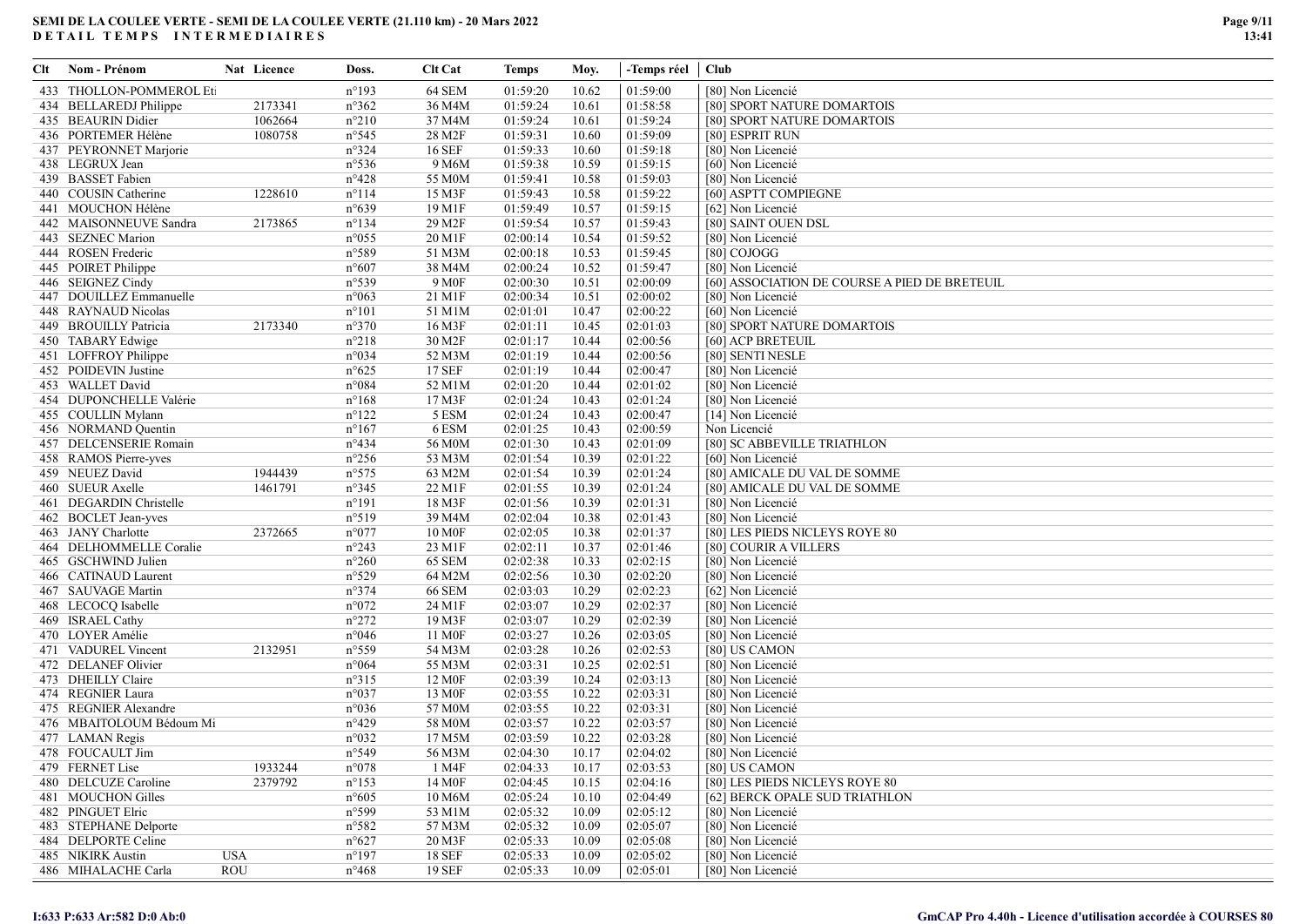**SEMI DE LA COULEE VERTE - SEMI DE LA COULEE VERTE (21.110 km) - 20 Mars 2022**
**DETAIL TEMPS INTERMEDIAIRES**

| Clt | Nom - Prénom | Nat | Licence | Doss. | Clt Cat | Temps | Moy. | -Temps réel | Club |
|---|---|---|---|---|---|---|---|---|---|
| 433 | THOLLON-POMMEROL Eti | | | n°193 | 64 SEM | 01:59:20 | 10.62 | 01:59:00 | [80] Non Licencié |
| 434 | BELLAREDJ Philippe | | 2173341 | n°362 | 36 M4M | 01:59:24 | 10.61 | 01:58:58 | [80] SPORT NATURE DOMARTOIS |
| 435 | BEAURIN Didier | | 1062664 | n°210 | 37 M4M | 01:59:24 | 10.61 | 01:59:24 | [80] SPORT NATURE DOMARTOIS |
| 436 | PORTEMER Hélène | | 1080758 | n°545 | 28 M2F | 01:59:31 | 10.60 | 01:59:09 | [80] ESPRIT RUN |
| 437 | PEYRONNET Marjorie | | | n°324 | 16 SEF | 01:59:33 | 10.60 | 01:59:18 | [80] Non Licencié |
| 438 | LEGRUX Jean | | | n°536 | 9 M6M | 01:59:38 | 10.59 | 01:59:15 | [60] Non Licencié |
| 439 | BASSET Fabien | | | n°428 | 55 M0M | 01:59:41 | 10.58 | 01:59:03 | [80] Non Licencié |
| 440 | COUSIN Catherine | | 1228610 | n°114 | 15 M3F | 01:59:43 | 10.58 | 01:59:22 | [60] ASPTT COMPIEGNE |
| 441 | MOUCHON Hélène | | | n°639 | 19 M1F | 01:59:49 | 10.57 | 01:59:15 | [62] Non Licencié |
| 442 | MAISONNEUVE Sandra | | 2173865 | n°134 | 29 M2F | 01:59:54 | 10.57 | 01:59:43 | [80] SAINT OUEN DSL |
| 443 | SEZNEC Marion | | | n°055 | 20 M1F | 02:00:14 | 10.54 | 01:59:52 | [80] Non Licencié |
| 444 | ROSEN Frederic | | | n°589 | 51 M3M | 02:00:18 | 10.53 | 01:59:45 | [80] COJOGG |
| 445 | POIRET Philippe | | | n°607 | 38 M4M | 02:00:24 | 10.52 | 01:59:47 | [80] Non Licencié |
| 446 | SEIGNEZ Cindy | | | n°539 | 9 M0F | 02:00:30 | 10.51 | 02:00:09 | [60] ASSOCIATION DE COURSE A PIED DE BRETEUIL |
| 447 | DOUILLEZ Emmanuelle | | | n°063 | 21 M1F | 02:00:34 | 10.51 | 02:00:02 | [80] Non Licencié |
| 448 | RAYNAUD Nicolas | | | n°101 | 51 M1M | 02:01:01 | 10.47 | 02:00:22 | [60] Non Licencié |
| 449 | BROUILLY Patricia | | 2173340 | n°370 | 16 M3F | 02:01:11 | 10.45 | 02:01:03 | [80] SPORT NATURE DOMARTOIS |
| 450 | TABARY Edwige | | | n°218 | 30 M2F | 02:01:17 | 10.44 | 02:00:56 | [60] ACP BRETEUIL |
| 451 | LOFFROY Philippe | | | n°034 | 52 M3M | 02:01:19 | 10.44 | 02:00:56 | [80] SENTI NESLE |
| 452 | POIDEVIN Justine | | | n°625 | 17 SEF | 02:01:19 | 10.44 | 02:00:47 | [80] Non Licencié |
| 453 | WALLET David | | | n°084 | 52 M1M | 02:01:20 | 10.44 | 02:01:02 | [80] Non Licencié |
| 454 | DUPONCHELLE Valérie | | | n°168 | 17 M3F | 02:01:24 | 10.43 | 02:01:24 | [80] Non Licencié |
| 455 | COULLIN Mylann | | | n°122 | 5 ESM | 02:01:24 | 10.43 | 02:00:47 | [14] Non Licencié |
| 456 | NORMAND Quentin | | | n°167 | 6 ESM | 02:01:25 | 10.43 | 02:00:59 | Non Licencié |
| 457 | DELCENSERIE Romain | | | n°434 | 56 M0M | 02:01:30 | 10.43 | 02:01:09 | [80] SC ABBEVILLE TRIATHLON |
| 458 | RAMOS Pierre-yves | | | n°256 | 53 M3M | 02:01:54 | 10.39 | 02:01:22 | [60] Non Licencié |
| 459 | NEUEZ David | | 1944439 | n°575 | 63 M2M | 02:01:54 | 10.39 | 02:01:24 | [80] AMICALE DU VAL DE SOMME |
| 460 | SUEUR Axelle | | 1461791 | n°345 | 22 M1F | 02:01:55 | 10.39 | 02:01:24 | [80] AMICALE DU VAL DE SOMME |
| 461 | DEGARDIN Christelle | | | n°191 | 18 M3F | 02:01:56 | 10.39 | 02:01:31 | [80] Non Licencié |
| 462 | BOCLET Jean-yves | | | n°519 | 39 M4M | 02:02:04 | 10.38 | 02:01:43 | [80] Non Licencié |
| 463 | JANY Charlotte | | 2372665 | n°077 | 10 M0F | 02:02:05 | 10.38 | 02:01:37 | [80] LES PIEDS NICLEYS ROYE 80 |
| 464 | DELHOMMELLE Coralie | | | n°243 | 23 M1F | 02:02:11 | 10.37 | 02:01:46 | [80] COURIR A VILLERS |
| 465 | GSCHWIND Julien | | | n°260 | 65 SEM | 02:02:38 | 10.33 | 02:02:15 | [80] Non Licencié |
| 466 | CATINAUD Laurent | | | n°529 | 64 M2M | 02:02:56 | 10.30 | 02:02:20 | [80] Non Licencié |
| 467 | SAUVAGE Martin | | | n°374 | 66 SEM | 02:03:03 | 10.29 | 02:02:23 | [62] Non Licencié |
| 468 | LECOCQ Isabelle | | | n°072 | 24 M1F | 02:03:07 | 10.29 | 02:02:37 | [80] Non Licencié |
| 469 | ISRAEL Cathy | | | n°272 | 19 M3F | 02:03:07 | 10.29 | 02:02:39 | [80] Non Licencié |
| 470 | LOYER Amélie | | | n°046 | 11 M0F | 02:03:27 | 10.26 | 02:03:05 | [80] Non Licencié |
| 471 | VADUREL Vincent | | 2132951 | n°559 | 54 M3M | 02:03:28 | 10.26 | 02:02:53 | [80] US CAMON |
| 472 | DELANEF Olivier | | | n°064 | 55 M3M | 02:03:31 | 10.25 | 02:02:51 | [80] Non Licencié |
| 473 | DHEILLY Claire | | | n°315 | 12 M0F | 02:03:39 | 10.24 | 02:03:13 | [80] Non Licencié |
| 474 | REGNIER Laura | | | n°037 | 13 M0F | 02:03:55 | 10.22 | 02:03:31 | [80] Non Licencié |
| 475 | REGNIER Alexandre | | | n°036 | 57 M0M | 02:03:55 | 10.22 | 02:03:31 | [80] Non Licencié |
| 476 | MBAITOLOUM Bédoum Mi | | | n°429 | 58 M0M | 02:03:57 | 10.22 | 02:03:57 | [80] Non Licencié |
| 477 | LAMAN Regis | | | n°032 | 17 M5M | 02:03:59 | 10.22 | 02:03:28 | [80] Non Licencié |
| 478 | FOUCAULT Jim | | | n°549 | 56 M3M | 02:04:30 | 10.17 | 02:04:02 | [80] Non Licencié |
| 479 | FERNET Lise | | 1933244 | n°078 | 1 M4F | 02:04:33 | 10.17 | 02:03:53 | [80] US CAMON |
| 480 | DELCUZE Caroline | | 2379792 | n°153 | 14 M0F | 02:04:45 | 10.15 | 02:04:16 | [80] LES PIEDS NICLEYS ROYE 80 |
| 481 | MOUCHON Gilles | | | n°605 | 10 M6M | 02:05:24 | 10.10 | 02:04:49 | [62] BERCK OPALE SUD TRIATHLON |
| 482 | PINGUET Elric | | | n°599 | 53 M1M | 02:05:32 | 10.09 | 02:05:12 | [80] Non Licencié |
| 483 | STEPHANE Delporte | | | n°582 | 57 M3M | 02:05:32 | 10.09 | 02:05:07 | [80] Non Licencié |
| 484 | DELPORTE Celine | | | n°627 | 20 M3F | 02:05:33 | 10.09 | 02:05:08 | [80] Non Licencié |
| 485 | NIKIRK Austin | USA | | n°197 | 18 SEF | 02:05:33 | 10.09 | 02:05:02 | [80] Non Licencié |
| 486 | MIHALACHE Carla | ROU | | n°468 | 19 SEF | 02:05:33 | 10.09 | 02:05:01 | [80] Non Licencié |

I:633 P:633 Ar:582 D:0 Ab:0

GmCAP Pro 4.40h - Licence d'utilisation accordée à COURSES 80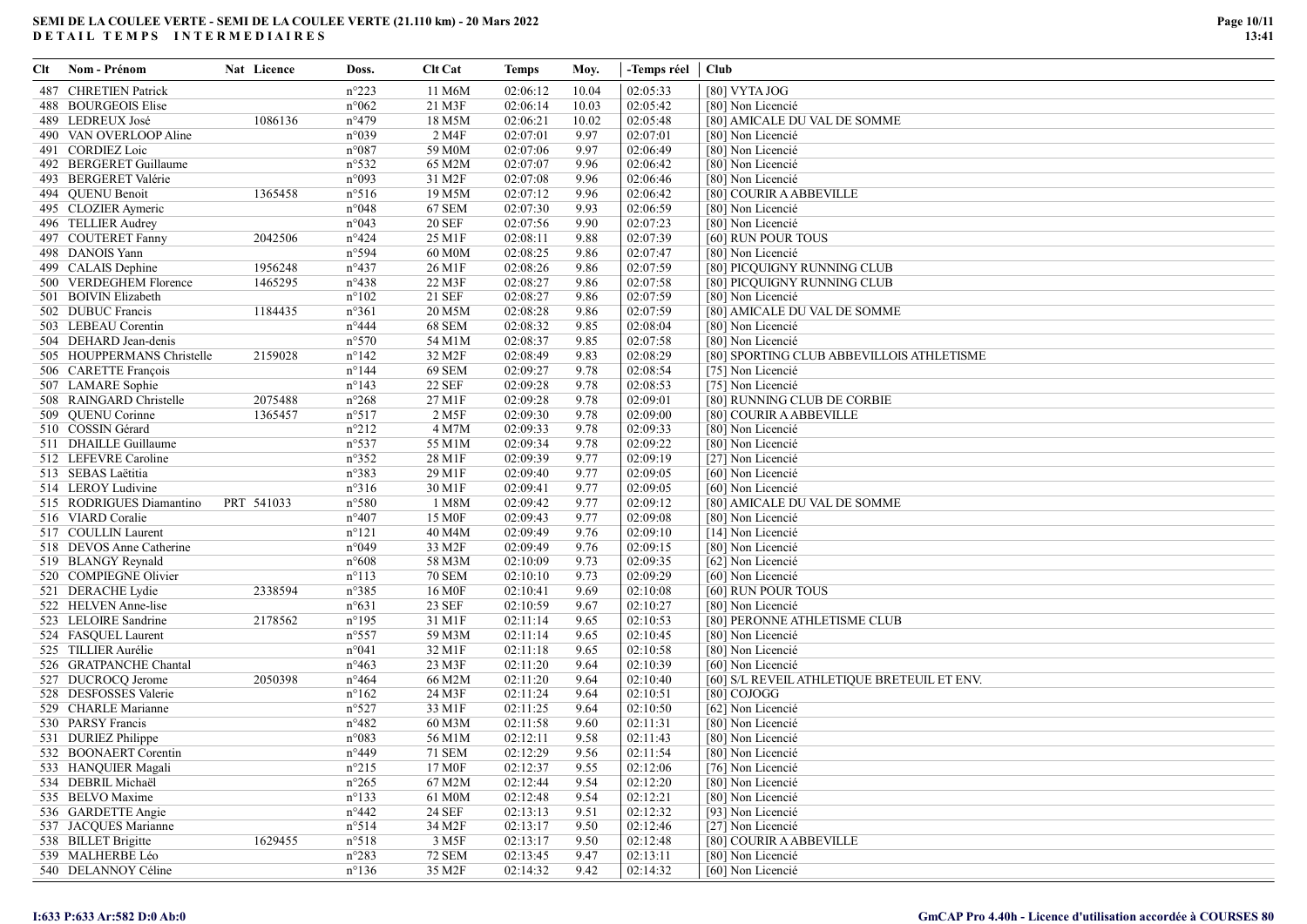**SEMI DE LA COULEE VERTE - SEMI DE LA COULEE VERTE (21.110 km) - 20 Mars 2022**
**DETAIL TEMPS INTERMEDIAIRES**

| Clt | Nom - Prénom | Nat | Licence | Doss. | Clt Cat | Temps | Moy. | -Temps réel | Club |
|---|---|---|---|---|---|---|---|---|---|
| 487 | CHRETIEN Patrick | | | n°223 | 11 M6M | 02:06:12 | 10.04 | 02:05:33 | [80] VYTA JOG |
| 488 | BOURGEOIS Elise | | | n°062 | 21 M3F | 02:06:14 | 10.03 | 02:05:42 | [80] Non Licencié |
| 489 | LEDREUX José | | 1086136 | n°479 | 18 M5M | 02:06:21 | 10.02 | 02:05:48 | [80] AMICALE DU VAL DE SOMME |
| 490 | VAN OVERLOOP Aline | | | n°039 | 2 M4F | 02:07:01 | 9.97 | 02:07:01 | [80] Non Licencié |
| 491 | CORDIEZ Loic | | | n°087 | 59 M0M | 02:07:06 | 9.97 | 02:06:49 | [80] Non Licencié |
| 492 | BERGERET Guillaume | | | n°532 | 65 M2M | 02:07:07 | 9.96 | 02:06:42 | [80] Non Licencié |
| 493 | BERGERET Valérie | | | n°093 | 31 M2F | 02:07:08 | 9.96 | 02:06:46 | [80] Non Licencié |
| 494 | QUENU Benoit | | 1365458 | n°516 | 19 M5M | 02:07:12 | 9.96 | 02:06:42 | [80] COURIR A ABBEVILLE |
| 495 | CLOZIER Aymeric | | | n°048 | 67 SEM | 02:07:30 | 9.93 | 02:06:59 | [80] Non Licencié |
| 496 | TELLIER Audrey | | | n°043 | 20 SEF | 02:07:56 | 9.90 | 02:07:23 | [80] Non Licencié |
| 497 | COUTERET Fanny | | 2042506 | n°424 | 25 M1F | 02:08:11 | 9.88 | 02:07:39 | [60] RUN POUR TOUS |
| 498 | DANOIS Yann | | | n°594 | 60 M0M | 02:08:25 | 9.86 | 02:07:47 | [80] Non Licencié |
| 499 | CALAIS Dephine | | 1956248 | n°437 | 26 M1F | 02:08:26 | 9.86 | 02:07:59 | [80] PICQUIGNY RUNNING CLUB |
| 500 | VERDEGHEM Florence | | 1465295 | n°438 | 22 M3F | 02:08:27 | 9.86 | 02:07:58 | [80] PICQUIGNY RUNNING CLUB |
| 501 | BOIVIN Elizabeth | | | n°102 | 21 SEF | 02:08:27 | 9.86 | 02:07:59 | [80] Non Licencié |
| 502 | DUBUC Francis | | 1184435 | n°361 | 20 M5M | 02:08:28 | 9.86 | 02:07:59 | [80] AMICALE DU VAL DE SOMME |
| 503 | LEBEAU Corentin | | | n°444 | 68 SEM | 02:08:32 | 9.85 | 02:08:04 | [80] Non Licencié |
| 504 | DEHARD Jean-denis | | | n°570 | 54 M1M | 02:08:37 | 9.85 | 02:07:58 | [80] Non Licencié |
| 505 | HOUPPERMANS Christelle | | 2159028 | n°142 | 32 M2F | 02:08:49 | 9.83 | 02:08:29 | [80] SPORTING CLUB ABBEVILLOIS ATHLETISME |
| 506 | CARETTE François | | | n°144 | 69 SEM | 02:09:27 | 9.78 | 02:08:54 | [75] Non Licencié |
| 507 | LAMARE Sophie | | | n°143 | 22 SEF | 02:09:28 | 9.78 | 02:08:53 | [75] Non Licencié |
| 508 | RAINGARD Christelle | | 2075488 | n°268 | 27 M1F | 02:09:28 | 9.78 | 02:09:01 | [80] RUNNING CLUB DE CORBIE |
| 509 | QUENU Corinne | | 1365457 | n°517 | 2 M5F | 02:09:30 | 9.78 | 02:09:00 | [80] COURIR A ABBEVILLE |
| 510 | COSSIN Gérard | | | n°212 | 4 M7M | 02:09:33 | 9.78 | 02:09:33 | [80] Non Licencié |
| 511 | DHAILLE Guillaume | | | n°537 | 55 M1M | 02:09:34 | 9.78 | 02:09:22 | [80] Non Licencié |
| 512 | LEFEVRE Caroline | | | n°352 | 28 M1F | 02:09:39 | 9.77 | 02:09:19 | [27] Non Licencié |
| 513 | SEBAS Laëtitia | | | n°383 | 29 M1F | 02:09:40 | 9.77 | 02:09:05 | [60] Non Licencié |
| 514 | LEROY Ludivine | | | n°316 | 30 M1F | 02:09:41 | 9.77 | 02:09:05 | [60] Non Licencié |
| 515 | RODRIGUES Diamantino | PRT | 541033 | n°580 | 1 M8M | 02:09:42 | 9.77 | 02:09:12 | [80] AMICALE DU VAL DE SOMME |
| 516 | VIARD Coralie | | | n°407 | 15 M0F | 02:09:43 | 9.77 | 02:09:08 | [80] Non Licencié |
| 517 | COULLIN Laurent | | | n°121 | 40 M4M | 02:09:49 | 9.76 | 02:09:10 | [14] Non Licencié |
| 518 | DEVOS Anne Catherine | | | n°049 | 33 M2F | 02:09:49 | 9.76 | 02:09:15 | [80] Non Licencié |
| 519 | BLANGY Reynald | | | n°608 | 58 M3M | 02:10:09 | 9.73 | 02:09:35 | [62] Non Licencié |
| 520 | COMPIEGNE Olivier | | | n°113 | 70 SEM | 02:10:10 | 9.73 | 02:09:29 | [60] Non Licencié |
| 521 | DERACHE Lydie | | 2338594 | n°385 | 16 M0F | 02:10:41 | 9.69 | 02:10:08 | [60] RUN POUR TOUS |
| 522 | HELVEN Anne-lise | | | n°631 | 23 SEF | 02:10:59 | 9.67 | 02:10:27 | [80] Non Licencié |
| 523 | LELOIRE Sandrine | | 2178562 | n°195 | 31 M1F | 02:11:14 | 9.65 | 02:10:53 | [80] PERONNE ATHLETISME CLUB |
| 524 | FASQUEL Laurent | | | n°557 | 59 M3M | 02:11:14 | 9.65 | 02:10:45 | [80] Non Licencié |
| 525 | TILLIER Aurélie | | | n°041 | 32 M1F | 02:11:18 | 9.65 | 02:10:58 | [80] Non Licencié |
| 526 | GRATPANCHE Chantal | | | n°463 | 23 M3F | 02:11:20 | 9.64 | 02:10:39 | [60] Non Licencié |
| 527 | DUCROCQ Jerome | | 2050398 | n°464 | 66 M2M | 02:11:20 | 9.64 | 02:10:40 | [60] S/L REVEIL ATHLETIQUE BRETEUIL ET ENV. |
| 528 | DESFOSSES Valerie | | | n°162 | 24 M3F | 02:11:24 | 9.64 | 02:10:51 | [80] COJOGG |
| 529 | CHARLE Marianne | | | n°527 | 33 M1F | 02:11:25 | 9.64 | 02:10:50 | [62] Non Licencié |
| 530 | PARSY Francis | | | n°482 | 60 M3M | 02:11:58 | 9.60 | 02:11:31 | [80] Non Licencié |
| 531 | DURIEZ Philippe | | | n°083 | 56 M1M | 02:12:11 | 9.58 | 02:11:43 | [80] Non Licencié |
| 532 | BOONAERT Corentin | | | n°449 | 71 SEM | 02:12:29 | 9.56 | 02:11:54 | [80] Non Licencié |
| 533 | HANQUIER Magali | | | n°215 | 17 M0F | 02:12:37 | 9.55 | 02:12:06 | [76] Non Licencié |
| 534 | DEBRIL Michaël | | | n°265 | 67 M2M | 02:12:44 | 9.54 | 02:12:20 | [80] Non Licencié |
| 535 | BELVO Maxime | | | n°133 | 61 M0M | 02:12:48 | 9.54 | 02:12:21 | [80] Non Licencié |
| 536 | GARDETTE Angie | | | n°442 | 24 SEF | 02:13:13 | 9.51 | 02:12:32 | [93] Non Licencié |
| 537 | JACQUES Marianne | | | n°514 | 34 M2F | 02:13:17 | 9.50 | 02:12:46 | [27] Non Licencié |
| 538 | BILLET Brigitte | | 1629455 | n°518 | 3 M5F | 02:13:17 | 9.50 | 02:12:48 | [80] COURIR A ABBEVILLE |
| 539 | MALHERBE Léo | | | n°283 | 72 SEM | 02:13:45 | 9.47 | 02:13:11 | [80] Non Licencié |
| 540 | DELANNOY Céline | | | n°136 | 35 M2F | 02:14:32 | 9.42 | 02:14:32 | [60] Non Licencié |

I:633 P:633 Ar:582 D:0 Ab:0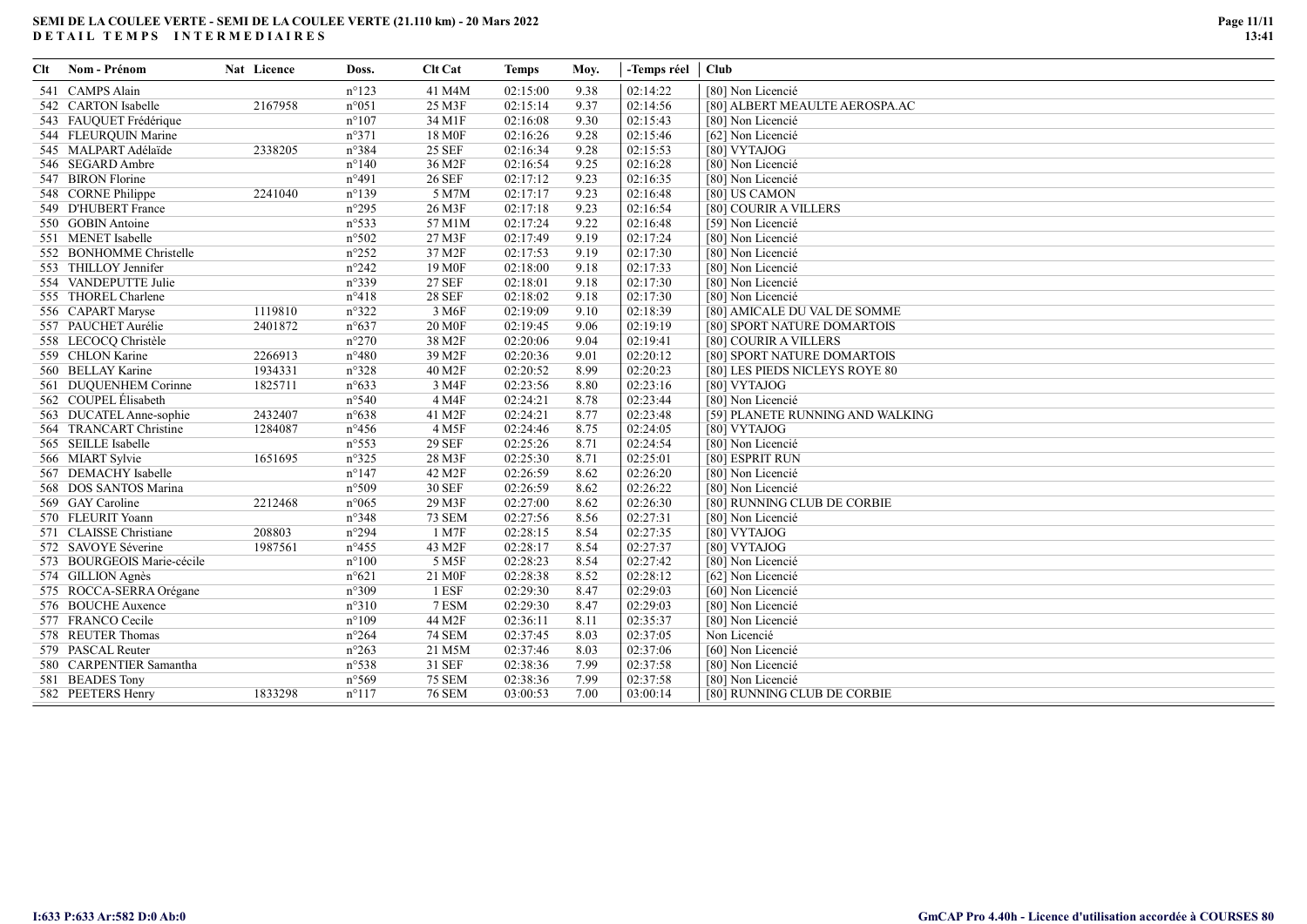| Clt | Nom - Prénom | Nat | Licence | Doss. | Clt Cat | Temps | Moy. | -Temps réel | Club |
|---|---|---|---|---|---|---|---|---|---|
| 541 | CAMPS Alain | | | n°123 | 41 M4M | 02:15:00 | 9.38 | 02:14:22 | [80] Non Licencié |
| 542 | CARTON Isabelle | | 2167958 | n°051 | 25 M3F | 02:15:14 | 9.37 | 02:14:56 | [80] ALBERT MEAULTE AEROSPA.AC |
| 543 | FAUQUET Frédérique | | | n°107 | 34 M1F | 02:16:08 | 9.30 | 02:15:43 | [80] Non Licencié |
| 544 | FLEURQUIN Marine | | | n°371 | 18 M0F | 02:16:26 | 9.28 | 02:15:46 | [62] Non Licencié |
| 545 | MALPART Adélaïde | | 2338205 | n°384 | 25 SEF | 02:16:34 | 9.28 | 02:15:53 | [80] VYTAJOG |
| 546 | SEGARD Ambre | | | n°140 | 36 M2F | 02:16:54 | 9.25 | 02:16:28 | [80] Non Licencié |
| 547 | BIRON Florine | | | n°491 | 26 SEF | 02:17:12 | 9.23 | 02:16:35 | [80] Non Licencié |
| 548 | CORNE Philippe | | 2241040 | n°139 | 5 M7M | 02:17:17 | 9.23 | 02:16:48 | [80] US CAMON |
| 549 | D'HUBERT France | | | n°295 | 26 M3F | 02:17:18 | 9.23 | 02:16:54 | [80] COURIR A VILLERS |
| 550 | GOBIN Antoine | | | n°533 | 57 M1M | 02:17:24 | 9.22 | 02:16:48 | [59] Non Licencié |
| 551 | MENET Isabelle | | | n°502 | 27 M3F | 02:17:49 | 9.19 | 02:17:24 | [80] Non Licencié |
| 552 | BONHOMME Christelle | | | n°252 | 37 M2F | 02:17:53 | 9.19 | 02:17:30 | [80] Non Licencié |
| 553 | THILLOY Jennifer | | | n°242 | 19 M0F | 02:18:00 | 9.18 | 02:17:33 | [80] Non Licencié |
| 554 | VANDEPUTTE Julie | | | n°339 | 27 SEF | 02:18:01 | 9.18 | 02:17:30 | [80] Non Licencié |
| 555 | THOREL Charlene | | | n°418 | 28 SEF | 02:18:02 | 9.18 | 02:17:30 | [80] Non Licencié |
| 556 | CAPART Maryse | | 1119810 | n°322 | 3 M6F | 02:19:09 | 9.10 | 02:18:39 | [80] AMICALE DU VAL DE SOMME |
| 557 | PAUCHET Aurélie | | 2401872 | n°637 | 20 M0F | 02:19:45 | 9.06 | 02:19:19 | [80] SPORT NATURE DOMARTOIS |
| 558 | LECOCQ Christèle | | | n°270 | 38 M2F | 02:20:06 | 9.04 | 02:19:41 | [80] COURIR A VILLERS |
| 559 | CHLON Karine | | 2266913 | n°480 | 39 M2F | 02:20:36 | 9.01 | 02:20:12 | [80] SPORT NATURE DOMARTOIS |
| 560 | BELLAY Karine | | 1934331 | n°328 | 40 M2F | 02:20:52 | 8.99 | 02:20:23 | [80] LES PIEDS NICLEYS ROYE 80 |
| 561 | DUQUENHEM Corinne | | 1825711 | n°633 | 3 M4F | 02:23:56 | 8.80 | 02:23:16 | [80] VYTAJOG |
| 562 | COUPEL Élisabeth | | | n°540 | 4 M4F | 02:24:21 | 8.78 | 02:23:44 | [80] Non Licencié |
| 563 | DUCATEL Anne-sophie | | 2432407 | n°638 | 41 M2F | 02:24:21 | 8.77 | 02:23:48 | [59] PLANETE RUNNING AND WALKING |
| 564 | TRANCART Christine | | 1284087 | n°456 | 4 M5F | 02:24:46 | 8.75 | 02:24:05 | [80] VYTAJOG |
| 565 | SEILLE Isabelle | | | n°553 | 29 SEF | 02:25:26 | 8.71 | 02:24:54 | [80] Non Licencié |
| 566 | MIART Sylvie | | 1651695 | n°325 | 28 M3F | 02:25:30 | 8.71 | 02:25:01 | [80] ESPRIT RUN |
| 567 | DEMACHY Isabelle | | | n°147 | 42 M2F | 02:26:59 | 8.62 | 02:26:20 | [80] Non Licencié |
| 568 | DOS SANTOS Marina | | | n°509 | 30 SEF | 02:26:59 | 8.62 | 02:26:22 | [80] Non Licencié |
| 569 | GAY Caroline | | 2212468 | n°065 | 29 M3F | 02:27:00 | 8.62 | 02:26:30 | [80] RUNNING CLUB DE CORBIE |
| 570 | FLEURIT Yoann | | | n°348 | 73 SEM | 02:27:56 | 8.56 | 02:27:31 | [80] Non Licencié |
| 571 | CLAISSE Christiane | | 208803 | n°294 | 1 M7F | 02:28:15 | 8.54 | 02:27:35 | [80] VYTAJOG |
| 572 | SAVOYE Séverine | | 1987561 | n°455 | 43 M2F | 02:28:17 | 8.54 | 02:27:37 | [80] VYTAJOG |
| 573 | BOURGEOIS Marie-cécile | | | n°100 | 5 M5F | 02:28:23 | 8.54 | 02:27:42 | [80] Non Licencié |
| 574 | GILLION Agnès | | | n°621 | 21 M0F | 02:28:38 | 8.52 | 02:28:12 | [62] Non Licencié |
| 575 | ROCCA-SERRA Orégane | | | n°309 | 1 ESF | 02:29:30 | 8.47 | 02:29:03 | [60] Non Licencié |
| 576 | BOUCHE Auxence | | | n°310 | 7 ESM | 02:29:30 | 8.47 | 02:29:03 | [80] Non Licencié |
| 577 | FRANCO Cecile | | | n°109 | 44 M2F | 02:36:11 | 8.11 | 02:35:37 | [80] Non Licencié |
| 578 | REUTER Thomas | | | n°264 | 74 SEM | 02:37:45 | 8.03 | 02:37:05 | Non Licencié |
| 579 | PASCAL Reuter | | | n°263 | 21 M5M | 02:37:46 | 8.03 | 02:37:06 | [60] Non Licencié |
| 580 | CARPENTIER Samantha | | | n°538 | 31 SEF | 02:38:36 | 7.99 | 02:37:58 | [80] Non Licencié |
| 581 | BEADES Tony | | | n°569 | 75 SEM | 02:38:36 | 7.99 | 02:37:58 | [80] Non Licencié |
| 582 | PEETERS Henry | | 1833298 | n°117 | 76 SEM | 03:00:53 | 7.00 | 03:00:14 | [80] RUNNING CLUB DE CORBIE |

I:633 P:633 Ar:582 D:0 Ab:0